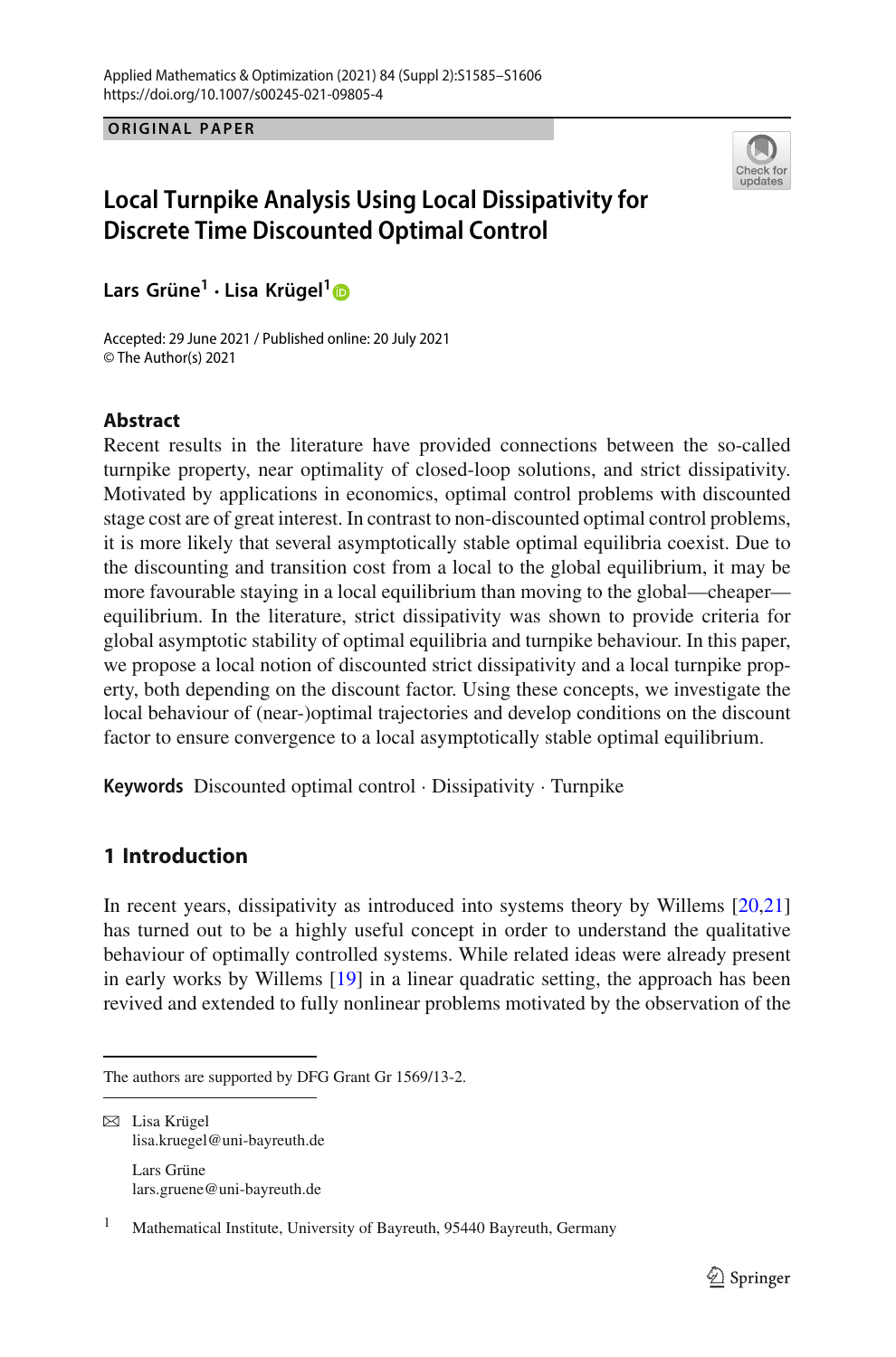ORIGINAL PAPER

# Local Turnpike Analysis Using Local Dissipativity for Discrete Time Discounted Optimal Control

**Lars Grüne[1] · Lisa Krügel[1]**

Accepted: 29 June 2021 / Published online: 20 July 2021
© The Author(s) 2021

## Abstract

Recent results in the literature have provided connections between the so-called turnpike property, near optimality of closed-loop solutions, and strict dissipativity. Motivated by applications in economics, optimal control problems with discounted stage cost are of great interest. In contrast to non-discounted optimal control problems, it is more likely that several asymptotically stable optimal equilibria coexist. Due to the discounting and transition cost from a local to the global equilibrium, it may be more favourable staying in a local equilibrium than moving to the global—cheaper—equilibrium. In the literature, strict dissipativity was shown to provide criteria for global asymptotic stability of optimal equilibria and turnpike behaviour. In this paper, we propose a local notion of discounted strict dissipativity and a local turnpike property, both depending on the discount factor. Using these concepts, we investigate the local behaviour of (near-)optimal trajectories and develop conditions on the discount factor to ensure convergence to a local asymptotically stable optimal equilibrium.

**Keywords** Discounted optimal control · Dissipativity · Turnpike

## 1 Introduction

In recent years, dissipativity as introduced into systems theory by Willems [20,21] has turned out to be a highly useful concept in order to understand the qualitative behaviour of optimally controlled systems. While related ideas were already present in early works by Willems [19] in a linear quadratic setting, the approach has been revived and extended to fully nonlinear problems motivated by the observation of the

---

The authors are supported by DFG Grant Gr 1569/13-2.

✉ Lisa Krügel
lisa.kruegel@uni-bayreuth.de

Lars Grüne
lars.gruene@uni-bayreuth.de

[1] Mathematical Institute, University of Bayreuth, 95440 Bayreuth, Germany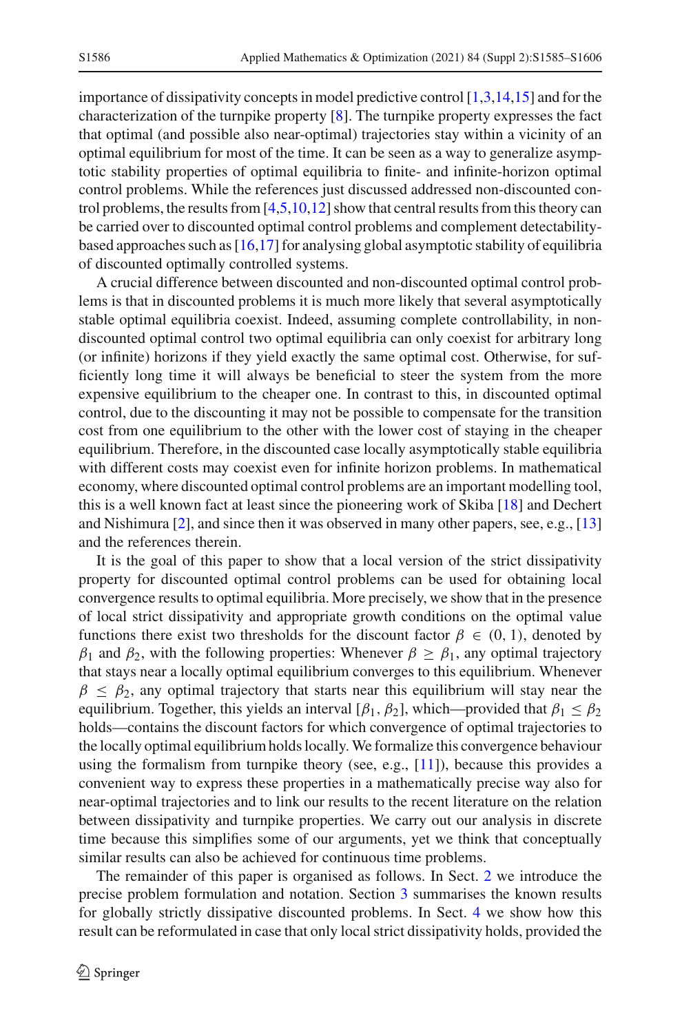importance of dissipativity concepts in model predictive control [1,3,14,15] and for the characterization of the turnpike property [8]. The turnpike property expresses the fact that optimal (and possible also near-optimal) trajectories stay within a vicinity of an optimal equilibrium for most of the time. It can be seen as a way to generalize asymptotic stability properties of optimal equilibria to finite- and infinite-horizon optimal control problems. While the references just discussed addressed non-discounted control problems, the results from [4,5,10,12] show that central results from this theory can be carried over to discounted optimal control problems and complement detectability-based approaches such as [16,17] for analysing global asymptotic stability of equilibria of discounted optimally controlled systems.

A crucial difference between discounted and non-discounted optimal control problems is that in discounted problems it is much more likely that several asymptotically stable optimal equilibria coexist. Indeed, assuming complete controllability, in non-discounted optimal control two optimal equilibria can only coexist for arbitrary long (or infinite) horizons if they yield exactly the same optimal cost. Otherwise, for sufficiently long time it will always be beneficial to steer the system from the more expensive equilibrium to the cheaper one. In contrast to this, in discounted optimal control, due to the discounting it may not be possible to compensate for the transition cost from one equilibrium to the other with the lower cost of staying in the cheaper equilibrium. Therefore, in the discounted case locally asymptotically stable equilibria with different costs may coexist even for infinite horizon problems. In mathematical economy, where discounted optimal control problems are an important modelling tool, this is a well known fact at least since the pioneering work of Skiba [18] and Dechert and Nishimura [2], and since then it was observed in many other papers, see, e.g., [13] and the references therein.

It is the goal of this paper to show that a local version of the strict dissipativity property for discounted optimal control problems can be used for obtaining local convergence results to optimal equilibria. More precisely, we show that in the presence of local strict dissipativity and appropriate growth conditions on the optimal value functions there exist two thresholds for the discount factor $\beta \in (0, 1)$, denoted by $\beta_1$ and $\beta_2$, with the following properties: Whenever $\beta \geq \beta_1$, any optimal trajectory that stays near a locally optimal equilibrium converges to this equilibrium. Whenever $\beta \leq \beta_2$, any optimal trajectory that starts near this equilibrium will stay near the equilibrium. Together, this yields an interval $[\beta_1, \beta_2]$, which—provided that $\beta_1 \leq \beta_2$ holds—contains the discount factors for which convergence of optimal trajectories to the locally optimal equilibrium holds locally. We formalize this convergence behaviour using the formalism from turnpike theory (see, e.g., [11]), because this provides a convenient way to express these properties in a mathematically precise way also for near-optimal trajectories and to link our results to the recent literature on the relation between dissipativity and turnpike properties. We carry out our analysis in discrete time because this simplifies some of our arguments, yet we think that conceptually similar results can also be achieved for continuous time problems.

The remainder of this paper is organised as follows. In Sect. 2 we introduce the precise problem formulation and notation. Section 3 summarises the known results for globally strictly dissipative discounted problems. In Sect. 4 we show how this result can be reformulated in case that only local strict dissipativity holds, provided the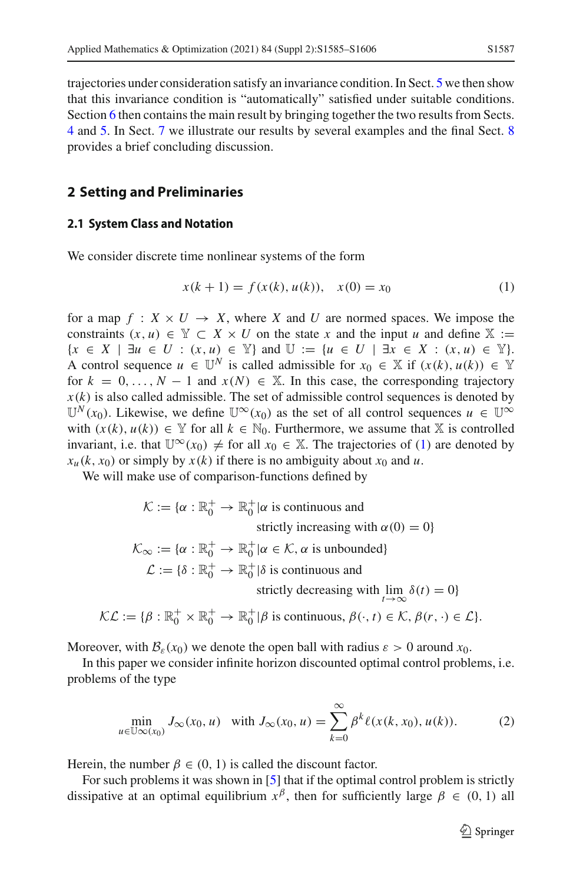trajectories under consideration satisfy an invariance condition. In Sect. 5 we then show that this invariance condition is "automatically" satisfied under suitable conditions. Section 6 then contains the main result by bringing together the two results from Sects. 4 and 5. In Sect. 7 we illustrate our results by several examples and the final Sect. 8 provides a brief concluding discussion.

## 2 Setting and Preliminaries

### 2.1 System Class and Notation

We consider discrete time nonlinear systems of the form

$$x(k+1) = f(x(k), u(k)), \quad x(0) = x_0 \tag{1}$$

for a map $f : X \times U \to X$, where $X$ and $U$ are normed spaces. We impose the constraints $(x, u) \in \mathbb{Y} \subset X \times U$ on the state $x$ and the input $u$ and define $\mathbb{X} := \{x \in X \mid \exists u \in U : (x, u) \in \mathbb{Y}\}$ and $\mathbb{U} := \{u \in U \mid \exists x \in X : (x, u) \in \mathbb{Y}\}$. A control sequence $u \in \mathbb{U}^N$ is called admissible for $x_0 \in \mathbb{X}$ if $(x(k), u(k)) \in \mathbb{Y}$ for $k = 0, \ldots, N-1$ and $x(N) \in \mathbb{X}$. In this case, the corresponding trajectory $x(k)$ is also called admissible. The set of admissible control sequences is denoted by $\mathbb{U}^N(x_0)$. Likewise, we define $\mathbb{U}^\infty(x_0)$ as the set of all control sequences $u \in \mathbb{U}^\infty$ with $(x(k), u(k)) \in \mathbb{Y}$ for all $k \in \mathbb{N}_0$. Furthermore, we assume that $\mathbb{X}$ is controlled invariant, i.e. that $\mathbb{U}^\infty(x_0) \neq$ for all $x_0 \in \mathbb{X}$. The trajectories of (1) are denoted by $x_u(k, x_0)$ or simply by $x(k)$ if there is no ambiguity about $x_0$ and $u$.

We will make use of comparison-functions defined by

$$\begin{aligned}
\mathcal{K} &:= \{\alpha : \mathbb{R}_0^+ \to \mathbb{R}_0^+ \,|\, \alpha \text{ is continuous and} \\
&\qquad\qquad \text{strictly increasing with } \alpha(0) = 0\} \\
\mathcal{K}_\infty &:= \{\alpha : \mathbb{R}_0^+ \to \mathbb{R}_0^+ \,|\, \alpha \in \mathcal{K}, \alpha \text{ is unbounded}\} \\
\mathcal{L} &:= \{\delta : \mathbb{R}_0^+ \to \mathbb{R}_0^+ \,|\, \delta \text{ is continuous and} \\
&\qquad\qquad \text{strictly decreasing with } \lim_{t \to \infty} \delta(t) = 0\} \\
\mathcal{KL} &:= \{\beta : \mathbb{R}_0^+ \times \mathbb{R}_0^+ \to \mathbb{R}_0^+ \,|\, \beta \text{ is continuous}, \beta(\cdot, t) \in \mathcal{K}, \beta(r, \cdot) \in \mathcal{L}\}.
\end{aligned}$$

Moreover, with $\mathcal{B}_\varepsilon(x_0)$ we denote the open ball with radius $\varepsilon > 0$ around $x_0$.

In this paper we consider infinite horizon discounted optimal control problems, i.e. problems of the type

$$\min_{u \in \mathbb{U}^\infty(x_0)} J_\infty(x_0, u) \quad \text{with } J_\infty(x_0, u) = \sum_{k=0}^{\infty} \beta^k \ell(x(k, x_0), u(k)). \tag{2}$$

Herein, the number $\beta \in (0, 1)$ is called the discount factor.

For such problems it was shown in [5] that if the optimal control problem is strictly dissipative at an optimal equilibrium $x^\beta$, then for sufficiently large $\beta \in (0, 1)$ all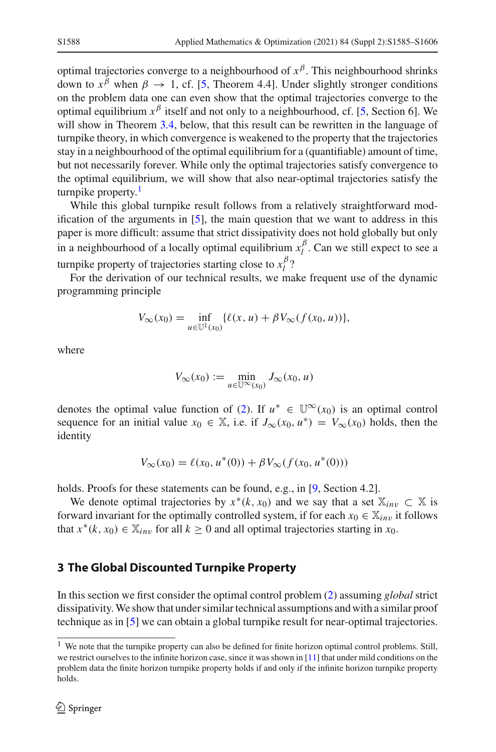optimal trajectories converge to a neighbourhood of $x^\beta$. This neighbourhood shrinks down to $x^\beta$ when $\beta \to 1$, cf. [5, Theorem 4.4]. Under slightly stronger conditions on the problem data one can even show that the optimal trajectories converge to the optimal equilibrium $x^\beta$ itself and not only to a neighbourhood, cf. [5, Section 6]. We will show in Theorem 3.4, below, that this result can be rewritten in the language of turnpike theory, in which convergence is weakened to the property that the trajectories stay in a neighbourhood of the optimal equilibrium for a (quantifiable) amount of time, but not necessarily forever. While only the optimal trajectories satisfy convergence to the optimal equilibrium, we will show that also near-optimal trajectories satisfy the turnpike property.[1]

While this global turnpike result follows from a relatively straightforward modification of the arguments in [5], the main question that we want to address in this paper is more difficult: assume that strict dissipativity does not hold globally but only in a neighbourhood of a locally optimal equilibrium $x_l^\beta$. Can we still expect to see a turnpike property of trajectories starting close to $x_l^\beta$?

For the derivation of our technical results, we make frequent use of the dynamic programming principle

$$V_\infty(x_0) = \inf_{u \in \mathbb{U}^1(x_0)} \{\ell(x, u) + \beta V_\infty(f(x_0, u))\},$$

where

$$V_\infty(x_0) := \min_{u \in \mathbb{U}^\infty(x_0)} J_\infty(x_0, u)$$

denotes the optimal value function of (2). If $u^* \in \mathbb{U}^\infty(x_0)$ is an optimal control sequence for an initial value $x_0 \in \mathbb{X}$, i.e. if $J_\infty(x_0, u^*) = V_\infty(x_0)$ holds, then the identity

$$V_\infty(x_0) = \ell(x_0, u^*(0)) + \beta V_\infty(f(x_0, u^*(0)))$$

holds. Proofs for these statements can be found, e.g., in [9, Section 4.2].

We denote optimal trajectories by $x^*(k, x_0)$ and we say that a set $\mathbb{X}_{inv} \subset \mathbb{X}$ is forward invariant for the optimally controlled system, if for each $x_0 \in \mathbb{X}_{inv}$ it follows that $x^*(k, x_0) \in \mathbb{X}_{inv}$ for all $k \geq 0$ and all optimal trajectories starting in $x_0$.

## 3 The Global Discounted Turnpike Property

In this section we first consider the optimal control problem (2) assuming *global* strict dissipativity. We show that under similar technical assumptions and with a similar proof technique as in [5] we can obtain a global turnpike result for near-optimal trajectories.

[1] We note that the turnpike property can also be defined for finite horizon optimal control problems. Still, we restrict ourselves to the infinite horizon case, since it was shown in [11] that under mild conditions on the problem data the finite horizon turnpike property holds if and only if the infinite horizon turnpike property holds.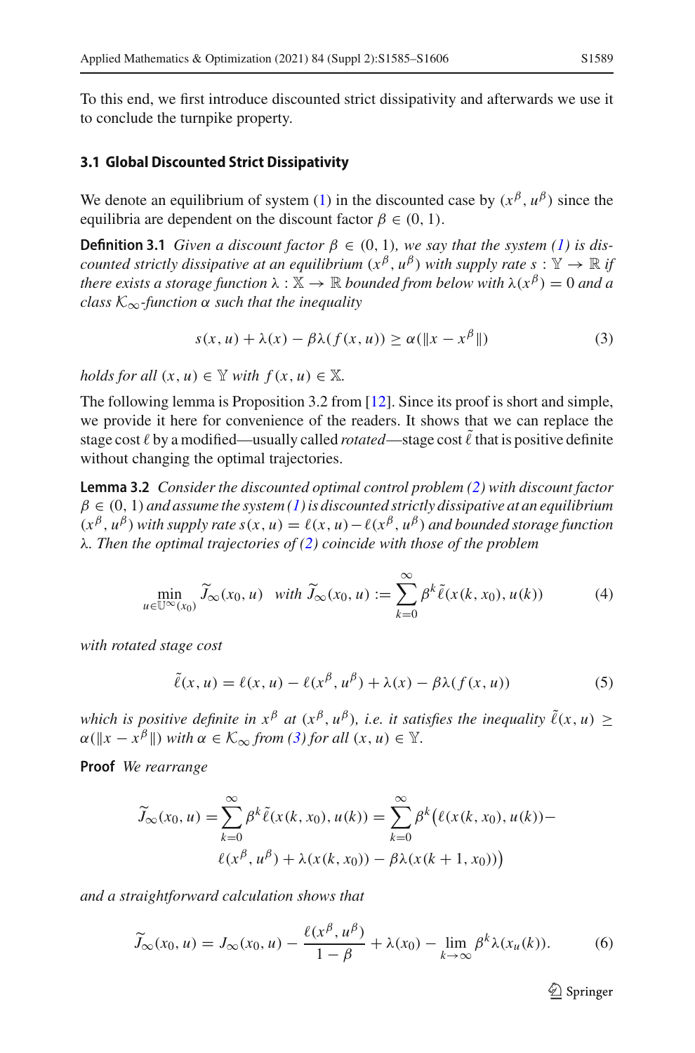To this end, we first introduce discounted strict dissipativity and afterwards we use it to conclude the turnpike property.

### 3.1 Global Discounted Strict Dissipativity

We denote an equilibrium of system (1) in the discounted case by $(x^\beta, u^\beta)$ since the equilibria are dependent on the discount factor $\beta \in (0, 1)$.

**Definition 3.1** *Given a discount factor $\beta \in (0, 1)$, we say that the system (1) is discounted strictly dissipative at an equilibrium $(x^\beta, u^\beta)$ with supply rate $s : \mathbb{Y} \to \mathbb{R}$ if there exists a storage function $\lambda : \mathbb{X} \to \mathbb{R}$ bounded from below with $\lambda(x^\beta) = 0$ and a class $\mathcal{K}_\infty$-function $\alpha$ such that the inequality*

$$s(x, u) + \lambda(x) - \beta\lambda(f(x, u)) \geq \alpha(\|x - x^\beta\|) \tag{3}$$

*holds for all $(x, u) \in \mathbb{Y}$ with $f(x, u) \in \mathbb{X}$.*

The following lemma is Proposition 3.2 from [12]. Since its proof is short and simple, we provide it here for convenience of the readers. It shows that we can replace the stage cost $\ell$ by a modified—usually called *rotated*—stage cost $\tilde{\ell}$ that is positive definite without changing the optimal trajectories.

**Lemma 3.2** *Consider the discounted optimal control problem (2) with discount factor $\beta \in (0, 1)$ and assume the system (1) is discounted strictly dissipative at an equilibrium $(x^\beta, u^\beta)$ with supply rate $s(x, u) = \ell(x, u) - \ell(x^\beta, u^\beta)$ and bounded storage function $\lambda$. Then the optimal trajectories of (2) coincide with those of the problem*

$$\min_{u \in \mathbb{U}^\infty(x_0)} \widetilde{J}_\infty(x_0, u) \quad \text{with } \widetilde{J}_\infty(x_0, u) := \sum_{k=0}^{\infty} \beta^k \tilde{\ell}(x(k, x_0), u(k)) \tag{4}$$

*with rotated stage cost*

$$\tilde{\ell}(x, u) = \ell(x, u) - \ell(x^\beta, u^\beta) + \lambda(x) - \beta\lambda(f(x, u)) \tag{5}$$

*which is positive definite in $x^\beta$ at $(x^\beta, u^\beta)$, i.e. it satisfies the inequality $\tilde{\ell}(x, u) \geq \alpha(\|x - x^\beta\|)$ with $\alpha \in \mathcal{K}_\infty$ from (3) for all $(x, u) \in \mathbb{Y}$.*

**Proof** *We rearrange*

$$\begin{aligned}\widetilde{J}_\infty(x_0, u) = \sum_{k=0}^{\infty} \beta^k \tilde{\ell}(x(k, x_0), u(k)) = \sum_{k=0}^{\infty} \beta^k \big(\ell(x(k, x_0), u(k)) - \\ \ell(x^\beta, u^\beta) + \lambda(x(k, x_0)) - \beta\lambda(x(k+1, x_0))\big)\end{aligned}$$

*and a straightforward calculation shows that*

$$\widetilde{J}_\infty(x_0, u) = J_\infty(x_0, u) - \frac{\ell(x^\beta, u^\beta)}{1 - \beta} + \lambda(x_0) - \lim_{k \to \infty} \beta^k \lambda(x_u(k)). \tag{6}$$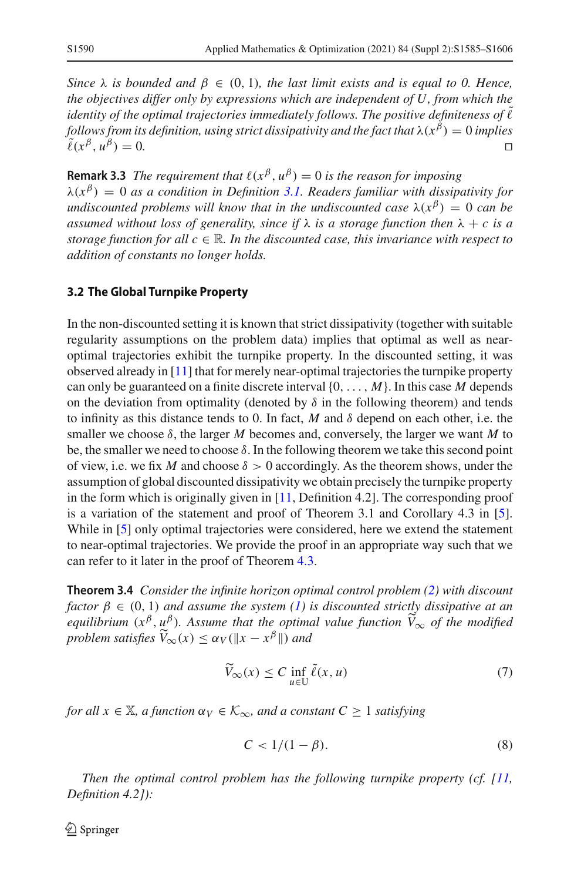*Since $\lambda$ is bounded and $\beta \in (0, 1)$, the last limit exists and is equal to 0. Hence, the objectives differ only by expressions which are independent of $U$, from which the identity of the optimal trajectories immediately follows. The positive definiteness of $\tilde{\ell}$ follows from its definition, using strict dissipativity and the fact that $\lambda(x^\beta) = 0$ implies $\tilde{\ell}(x^\beta, u^\beta) = 0$.* □

**Remark 3.3** *The requirement that $\ell(x^\beta, u^\beta) = 0$ is the reason for imposing $\lambda(x^\beta) = 0$ as a condition in Definition 3.1. Readers familiar with dissipativity for undiscounted problems will know that in the undiscounted case $\lambda(x^\beta) = 0$ can be assumed without loss of generality, since if $\lambda$ is a storage function then $\lambda + c$ is a storage function for all $c \in \mathbb{R}$. In the discounted case, this invariance with respect to addition of constants no longer holds.*

### 3.2 The Global Turnpike Property

In the non-discounted setting it is known that strict dissipativity (together with suitable regularity assumptions on the problem data) implies that optimal as well as near-optimal trajectories exhibit the turnpike property. In the discounted setting, it was observed already in [11] that for merely near-optimal trajectories the turnpike property can only be guaranteed on a finite discrete interval $\{0, \ldots, M\}$. In this case $M$ depends on the deviation from optimality (denoted by $\delta$ in the following theorem) and tends to infinity as this distance tends to 0. In fact, $M$ and $\delta$ depend on each other, i.e. the smaller we choose $\delta$, the larger $M$ becomes and, conversely, the larger we want $M$ to be, the smaller we need to choose $\delta$. In the following theorem we take this second point of view, i.e. we fix $M$ and choose $\delta > 0$ accordingly. As the theorem shows, under the assumption of global discounted dissipativity we obtain precisely the turnpike property in the form which is originally given in [11, Definition 4.2]. The corresponding proof is a variation of the statement and proof of Theorem 3.1 and Corollary 4.3 in [5]. While in [5] only optimal trajectories were considered, here we extend the statement to near-optimal trajectories. We provide the proof in an appropriate way such that we can refer to it later in the proof of Theorem 4.3.

**Theorem 3.4** *Consider the infinite horizon optimal control problem (2) with discount factor $\beta \in (0, 1)$ and assume the system (1) is discounted strictly dissipative at an equilibrium $(x^\beta, u^\beta)$. Assume that the optimal value function $\widetilde{V}_\infty$ of the modified problem satisfies $\widetilde{V}_\infty(x) \le \alpha_V(\|x - x^\beta\|)$ and*

$$\widetilde{V}_\infty(x) \le C \inf_{u \in \mathbb{U}} \tilde{\ell}(x, u) \tag{7}$$

*for all $x \in \mathbb{X}$, a function $\alpha_V \in \mathcal{K}_\infty$, and a constant $C \ge 1$ satisfying*

$$C < 1/(1 - \beta). \tag{8}$$

*Then the optimal control problem has the following turnpike property (cf. [11, Definition 4.2]):*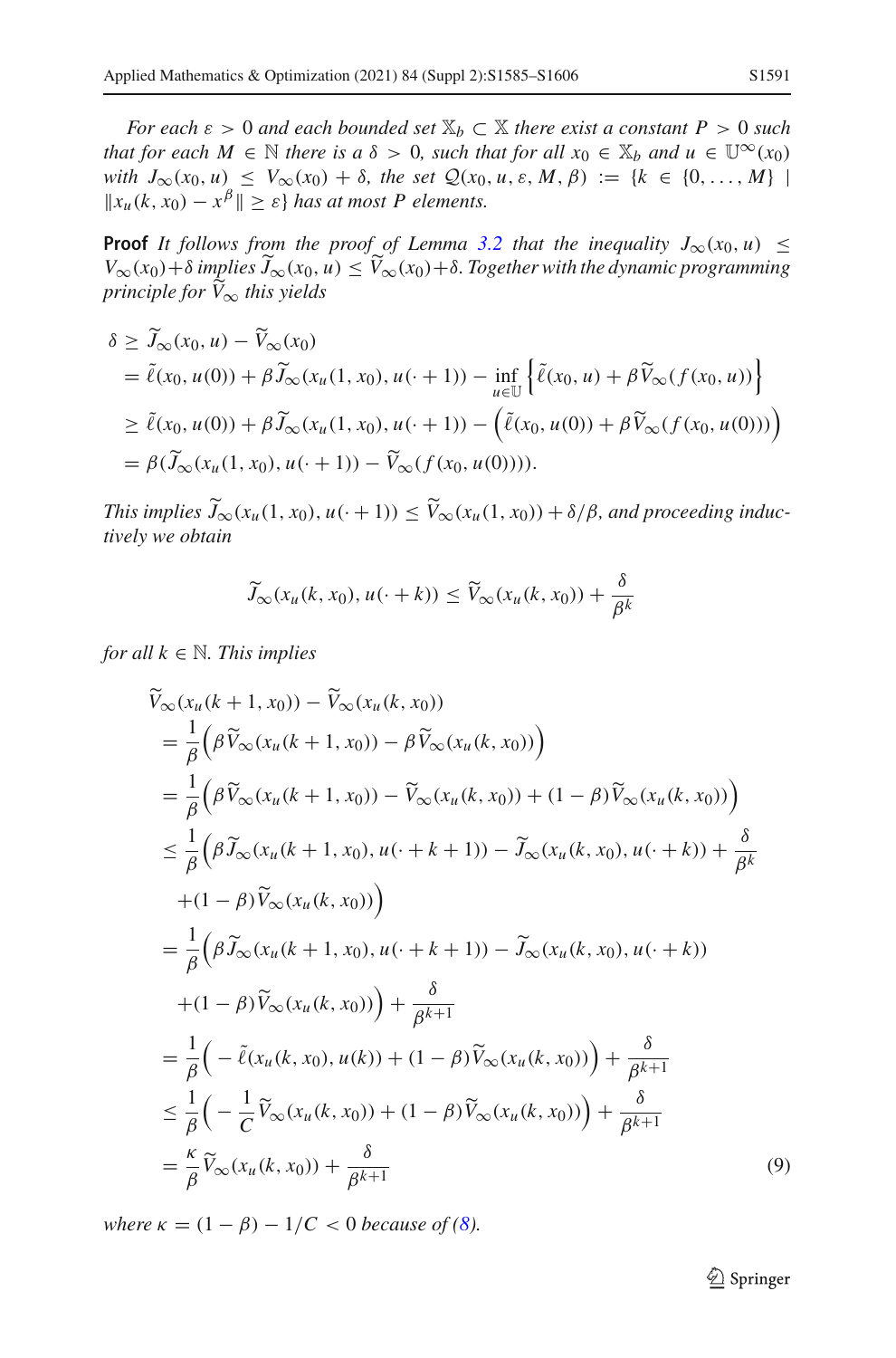*For each $\varepsilon > 0$ and each bounded set $\mathbb{X}_b \subset \mathbb{X}$ there exist a constant $P > 0$ such that for each $M \in \mathbb{N}$ there is a $\delta > 0$, such that for all $x_0 \in \mathbb{X}_b$ and $u \in \mathbb{U}^\infty(x_0)$ with $J_\infty(x_0, u) \leq V_\infty(x_0) + \delta$, the set $\mathcal{Q}(x_0, u, \varepsilon, M, \beta) := \{k \in \{0, \ldots, M\} \mid \|x_u(k, x_0) - x^\beta\| \geq \varepsilon\}$ has at most $P$ elements.*

**Proof** *It follows from the proof of Lemma 3.2 that the inequality $J_\infty(x_0, u) \leq V_\infty(x_0) + \delta$ implies $\widetilde{J}_\infty(x_0, u) \leq \widetilde{V}_\infty(x_0) + \delta$. Together with the dynamic programming principle for $\widetilde{V}_\infty$ this yields*

$$
\begin{aligned}
\delta &\geq \widetilde{J}_\infty(x_0, u) - \widetilde{V}_\infty(x_0) \\
&= \tilde{\ell}(x_0, u(0)) + \beta \widetilde{J}_\infty(x_u(1, x_0), u(\cdot + 1)) - \inf_{u \in \mathbb{U}} \left\{ \tilde{\ell}(x_0, u) + \beta \widetilde{V}_\infty(f(x_0, u)) \right\} \\
&\geq \tilde{\ell}(x_0, u(0)) + \beta \widetilde{J}_\infty(x_u(1, x_0), u(\cdot + 1)) - \left( \tilde{\ell}(x_0, u(0)) + \beta \widetilde{V}_\infty(f(x_0, u(0))) \right) \\
&= \beta(\widetilde{J}_\infty(x_u(1, x_0), u(\cdot + 1)) - \widetilde{V}_\infty(f(x_0, u(0)))).
\end{aligned}
$$

*This implies $\widetilde{J}_\infty(x_u(1, x_0), u(\cdot + 1)) \leq \widetilde{V}_\infty(x_u(1, x_0)) + \delta/\beta$, and proceeding inductively we obtain*

$$
\widetilde{J}_\infty(x_u(k, x_0), u(\cdot + k)) \leq \widetilde{V}_\infty(x_u(k, x_0)) + \frac{\delta}{\beta^k}
$$

*for all $k \in \mathbb{N}$. This implies*

$$
\begin{aligned}
&\widetilde{V}_\infty(x_u(k + 1, x_0)) - \widetilde{V}_\infty(x_u(k, x_0)) \\
&\quad = \frac{1}{\beta} \Big( \beta \widetilde{V}_\infty(x_u(k + 1, x_0)) - \beta \widetilde{V}_\infty(x_u(k, x_0)) \Big) \\
&\quad = \frac{1}{\beta} \Big( \beta \widetilde{V}_\infty(x_u(k + 1, x_0)) - \widetilde{V}_\infty(x_u(k, x_0)) + (1 - \beta) \widetilde{V}_\infty(x_u(k, x_0)) \Big) \\
&\quad \leq \frac{1}{\beta} \Big( \beta \widetilde{J}_\infty(x_u(k + 1, x_0), u(\cdot + k + 1)) - \widetilde{J}_\infty(x_u(k, x_0), u(\cdot + k)) + \frac{\delta}{\beta^k} \\
&\qquad + (1 - \beta) \widetilde{V}_\infty(x_u(k, x_0)) \Big) \\
&\quad = \frac{1}{\beta} \Big( \beta \widetilde{J}_\infty(x_u(k + 1, x_0), u(\cdot + k + 1)) - \widetilde{J}_\infty(x_u(k, x_0), u(\cdot + k)) \\
&\qquad + (1 - \beta) \widetilde{V}_\infty(x_u(k, x_0)) \Big) + \frac{\delta}{\beta^{k+1}} \\
&\quad = \frac{1}{\beta} \Big( - \tilde{\ell}(x_u(k, x_0), u(k)) + (1 - \beta) \widetilde{V}_\infty(x_u(k, x_0)) \Big) + \frac{\delta}{\beta^{k+1}} \\
&\quad \leq \frac{1}{\beta} \Big( - \frac{1}{C} \widetilde{V}_\infty(x_u(k, x_0)) + (1 - \beta) \widetilde{V}_\infty(x_u(k, x_0)) \Big) + \frac{\delta}{\beta^{k+1}} \\
&\quad = \frac{\kappa}{\beta} \widetilde{V}_\infty(x_u(k, x_0)) + \frac{\delta}{\beta^{k+1}}
\end{aligned} \tag{9}
$$

*where $\kappa = (1 - \beta) - 1/C < 0$ because of (8).*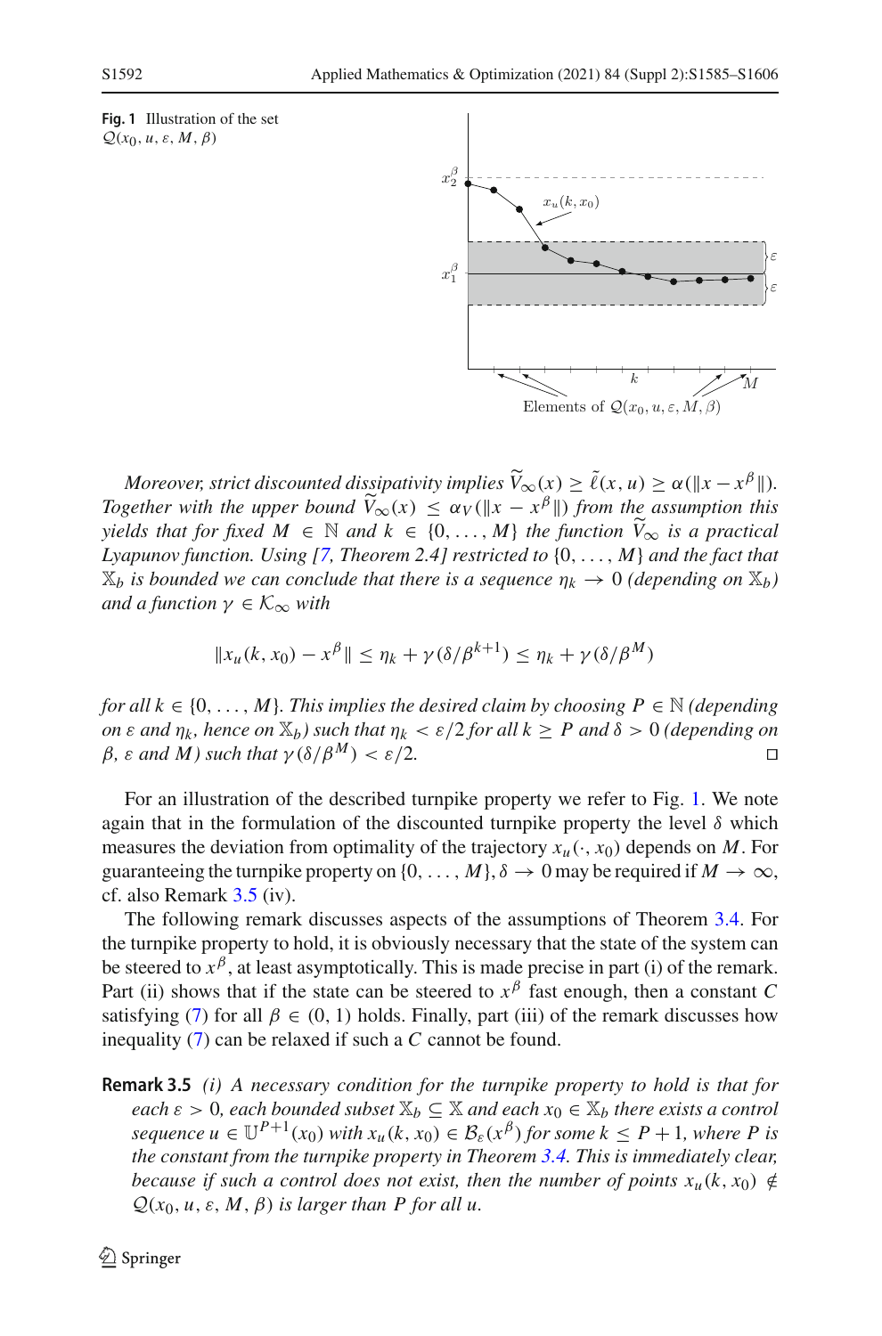**Fig. 1** Illustration of the set $\mathcal{Q}(x_0, u, \varepsilon, M, \beta)$

*Moreover, strict discounted dissipativity implies $\widetilde{V}_\infty(x) \geq \tilde{\ell}(x,u) \geq \alpha(\|x - x^\beta\|)$. Together with the upper bound $\widetilde{V}_\infty(x) \leq \alpha_V(\|x - x^\beta\|)$ from the assumption this yields that for fixed $M \in \mathbb{N}$ and $k \in \{0, \ldots, M\}$ the function $\widetilde{V}_\infty$ is a practical Lyapunov function. Using [7, Theorem 2.4] restricted to $\{0, \ldots, M\}$ and the fact that $\mathbb{X}_b$ is bounded we can conclude that there is a sequence $\eta_k \to 0$ (depending on $\mathbb{X}_b$) and a function $\gamma \in \mathcal{K}_\infty$ with*

$$\|x_u(k, x_0) - x^\beta\| \leq \eta_k + \gamma(\delta/\beta^{k+1}) \leq \eta_k + \gamma(\delta/\beta^M)$$

*for all $k \in \{0, \ldots, M\}$. This implies the desired claim by choosing $P \in \mathbb{N}$ (depending on $\varepsilon$ and $\eta_k$, hence on $\mathbb{X}_b$) such that $\eta_k < \varepsilon/2$ for all $k \geq P$ and $\delta > 0$ (depending on $\beta$, $\varepsilon$ and $M$) such that $\gamma(\delta/\beta^M) < \varepsilon/2$.* □

For an illustration of the described turnpike property we refer to Fig. 1. We note again that in the formulation of the discounted turnpike property the level $\delta$ which measures the deviation from optimality of the trajectory $x_u(\cdot, x_0)$ depends on $M$. For guaranteeing the turnpike property on $\{0, \ldots, M\}$, $\delta \to 0$ may be required if $M \to \infty$, cf. also Remark 3.5 (iv).

The following remark discusses aspects of the assumptions of Theorem 3.4. For the turnpike property to hold, it is obviously necessary that the state of the system can be steered to $x^\beta$, at least asymptotically. This is made precise in part (i) of the remark. Part (ii) shows that if the state can be steered to $x^\beta$ fast enough, then a constant $C$ satisfying (7) for all $\beta \in (0, 1)$ holds. Finally, part (iii) of the remark discusses how inequality (7) can be relaxed if such a $C$ cannot be found.

**Remark 3.5** *(i) A necessary condition for the turnpike property to hold is that for each $\varepsilon > 0$, each bounded subset $\mathbb{X}_b \subseteq \mathbb{X}$ and each $x_0 \in \mathbb{X}_b$ there exists a control sequence $u \in \mathbb{U}^{P+1}(x_0)$ with $x_u(k, x_0) \in \mathcal{B}_\varepsilon(x^\beta)$ for some $k \leq P + 1$, where $P$ is the constant from the turnpike property in Theorem 3.4. This is immediately clear, because if such a control does not exist, then the number of points $x_u(k, x_0) \notin \mathcal{Q}(x_0, u, \varepsilon, M, \beta)$ is larger than $P$ for all $u$.*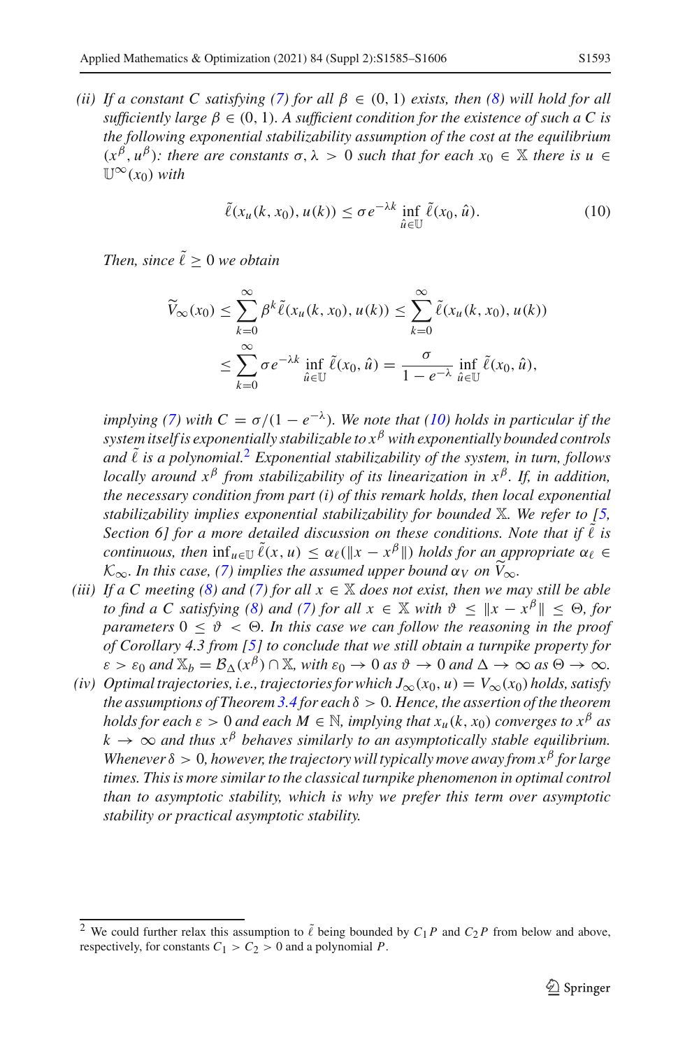*(ii) If a constant $C$ satisfying (7) for all $\beta \in (0, 1)$ exists, then (8) will hold for all sufficiently large $\beta \in (0, 1)$. A sufficient condition for the existence of such a $C$ is the following exponential stabilizability assumption of the cost at the equilibrium $(x^\beta, u^\beta)$: there are constants $\sigma, \lambda > 0$ such that for each $x_0 \in \mathbb{X}$ there is $u \in \mathbb{U}^\infty(x_0)$ with*

$$\tilde{\ell}(x_u(k, x_0), u(k)) \leq \sigma e^{-\lambda k} \inf_{\hat{u} \in \mathbb{U}} \tilde{\ell}(x_0, \hat{u}). \tag{10}$$

*Then, since $\tilde{\ell} \geq 0$ we obtain*

$$\begin{aligned}\widetilde{V}_\infty(x_0) &\leq \sum_{k=0}^{\infty} \beta^k \tilde{\ell}(x_u(k, x_0), u(k)) \leq \sum_{k=0}^{\infty} \tilde{\ell}(x_u(k, x_0), u(k)) \\ &\leq \sum_{k=0}^{\infty} \sigma e^{-\lambda k} \inf_{\hat{u} \in \mathbb{U}} \tilde{\ell}(x_0, \hat{u}) = \frac{\sigma}{1 - e^{-\lambda}} \inf_{\hat{u} \in \mathbb{U}} \tilde{\ell}(x_0, \hat{u}),\end{aligned}$$

*implying (7) with $C = \sigma/(1 - e^{-\lambda})$. We note that (10) holds in particular if the system itself is exponentially stabilizable to $x^\beta$ with exponentially bounded controls and $\tilde{\ell}$ is a polynomial.[2] Exponential stabilizability of the system, in turn, follows locally around $x^\beta$ from stabilizability of its linearization in $x^\beta$. If, in addition, the necessary condition from part (i) of this remark holds, then local exponential stabilizability implies exponential stabilizability for bounded $\mathbb{X}$. We refer to [5, Section 6] for a more detailed discussion on these conditions. Note that if $\tilde{\ell}$ is continuous, then $\inf_{u \in \mathbb{U}} \tilde{\ell}(x, u) \leq \alpha_\ell(\|x - x^\beta\|)$ holds for an appropriate $\alpha_\ell \in \mathcal{K}_\infty$. In this case, (7) implies the assumed upper bound $\alpha_V$ on $\widetilde{V}_\infty$.*

*(iii) If a $C$ meeting (8) and (7) for all $x \in \mathbb{X}$ does not exist, then we may still be able to find a $C$ satisfying (8) and (7) for all $x \in \mathbb{X}$ with $\vartheta \leq \|x - x^\beta\| \leq \Theta$, for parameters $0 \leq \vartheta < \Theta$. In this case we can follow the reasoning in the proof of Corollary 4.3 from [5] to conclude that we still obtain a turnpike property for $\varepsilon > \varepsilon_0$ and $\mathbb{X}_b = \mathcal{B}_\Delta(x^\beta) \cap \mathbb{X}$, with $\varepsilon_0 \to 0$ as $\vartheta \to 0$ and $\Delta \to \infty$ as $\Theta \to \infty$.*

*(iv) Optimal trajectories, i.e., trajectories for which $J_\infty(x_0, u) = V_\infty(x_0)$ holds, satisfy the assumptions of Theorem 3.4 for each $\delta > 0$. Hence, the assertion of the theorem holds for each $\varepsilon > 0$ and each $M \in \mathbb{N}$, implying that $x_u(k, x_0)$ converges to $x^\beta$ as $k \to \infty$ and thus $x^\beta$ behaves similarly to an asymptotically stable equilibrium. Whenever $\delta > 0$, however, the trajectory will typically move away from $x^\beta$ for large times. This is more similar to the classical turnpike phenomenon in optimal control than to asymptotic stability, which is why we prefer this term over asymptotic stability or practical asymptotic stability.*

[2] We could further relax this assumption to $\tilde{\ell}$ being bounded by $C_1 P$ and $C_2 P$ from below and above, respectively, for constants $C_1 > C_2 > 0$ and a polynomial $P$.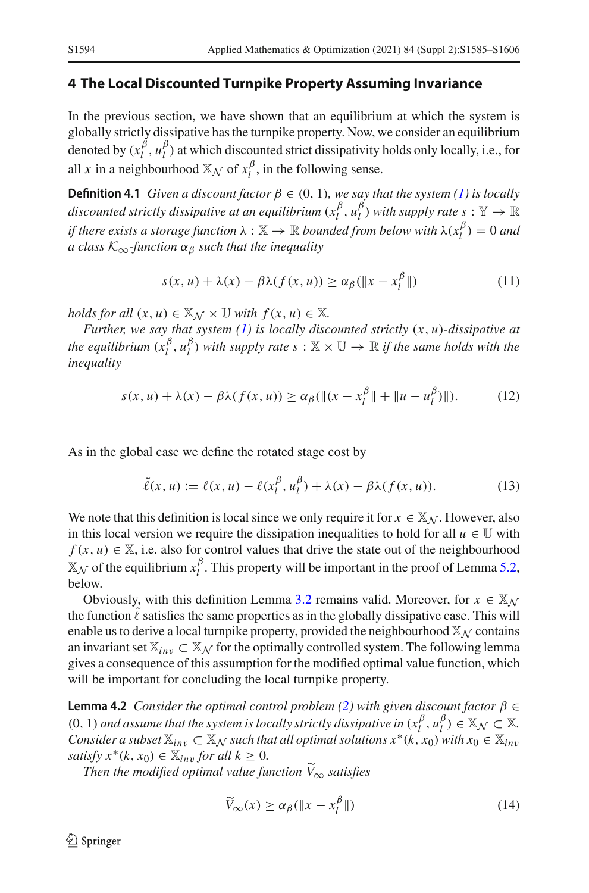## 4 The Local Discounted Turnpike Property Assuming Invariance

In the previous section, we have shown that an equilibrium at which the system is globally strictly dissipative has the turnpike property. Now, we consider an equilibrium denoted by $(x_l^\beta, u_l^\beta)$ at which discounted strict dissipativity holds only locally, i.e., for all $x$ in a neighbourhood $\mathbb{X}_\mathcal{N}$ of $x_l^\beta$, in the following sense.

**Definition 4.1** *Given a discount factor $\beta \in (0, 1)$, we say that the system (1) is locally discounted strictly dissipative at an equilibrium $(x_l^\beta, u_l^\beta)$ with supply rate $s : \mathbb{Y} \to \mathbb{R}$ if there exists a storage function $\lambda : \mathbb{X} \to \mathbb{R}$ bounded from below with $\lambda(x_l^\beta) = 0$ and a class $\mathcal{K}_\infty$-function $\alpha_\beta$ such that the inequality*

$$s(x, u) + \lambda(x) - \beta\lambda(f(x, u)) \geq \alpha_\beta(\|x - x_l^\beta\|) \tag{11}$$

*holds for all $(x, u) \in \mathbb{X}_\mathcal{N} \times \mathbb{U}$ with $f(x, u) \in \mathbb{X}$.*

*Further, we say that system (1) is locally discounted strictly $(x, u)$-dissipative at the equilibrium $(x_l^\beta, u_l^\beta)$ with supply rate $s : \mathbb{X} \times \mathbb{U} \to \mathbb{R}$ if the same holds with the inequality*

$$s(x, u) + \lambda(x) - \beta\lambda(f(x, u)) \geq \alpha_\beta(\|(x - x_l^\beta\| + \|u - u_l^\beta)\|). \tag{12}$$

As in the global case we define the rotated stage cost by

$$\tilde{\ell}(x, u) := \ell(x, u) - \ell(x_l^\beta, u_l^\beta) + \lambda(x) - \beta\lambda(f(x, u)). \tag{13}$$

We note that this definition is local since we only require it for $x \in \mathbb{X}_\mathcal{N}$. However, also in this local version we require the dissipation inequalities to hold for all $u \in \mathbb{U}$ with $f(x, u) \in \mathbb{X}$, i.e. also for control values that drive the state out of the neighbourhood $\mathbb{X}_\mathcal{N}$ of the equilibrium $x_l^\beta$. This property will be important in the proof of Lemma 5.2, below.

Obviously, with this definition Lemma 3.2 remains valid. Moreover, for $x \in \mathbb{X}_\mathcal{N}$ the function $\tilde{\ell}$ satisfies the same properties as in the globally dissipative case. This will enable us to derive a local turnpike property, provided the neighbourhood $\mathbb{X}_\mathcal{N}$ contains an invariant set $\mathbb{X}_{inv} \subset \mathbb{X}_\mathcal{N}$ for the optimally controlled system. The following lemma gives a consequence of this assumption for the modified optimal value function, which will be important for concluding the local turnpike property.

**Lemma 4.2** *Consider the optimal control problem (2) with given discount factor $\beta \in (0, 1)$ and assume that the system is locally strictly dissipative in $(x_l^\beta, u_l^\beta) \in \mathbb{X}_\mathcal{N} \subset \mathbb{X}$. Consider a subset $\mathbb{X}_{inv} \subset \mathbb{X}_\mathcal{N}$ such that all optimal solutions $x^*(k, x_0)$ with $x_0 \in \mathbb{X}_{inv}$ satisfy $x^*(k, x_0) \in \mathbb{X}_{inv}$ for all $k \geq 0$.*

*Then the modified optimal value function $\widetilde{V}_\infty$ satisfies*

$$\widetilde{V}_\infty(x) \geq \alpha_\beta(\|x - x_l^\beta\|) \tag{14}$$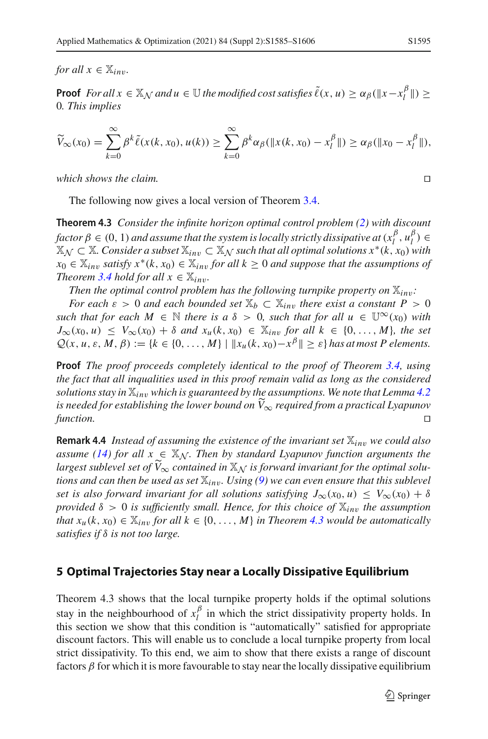*for all* $x \in \mathbb{X}_{inv}$.

**Proof** *For all* $x \in \mathbb{X}_{\mathcal{N}}$ *and* $u \in \mathbb{U}$ *the modified cost satisfies* $\tilde{\ell}(x, u) \geq \alpha_\beta(\|x - x_l^\beta\|) \geq 0$. *This implies*

$$\widetilde{V}_\infty(x_0) = \sum_{k=0}^{\infty} \beta^k \tilde{\ell}(x(k, x_0), u(k)) \geq \sum_{k=0}^{\infty} \beta^k \alpha_\beta(\|x(k, x_0) - x_l^\beta\|) \geq \alpha_\beta(\|x_0 - x_l^\beta\|),$$

*which shows the claim.* □

The following now gives a local version of Theorem 3.4.

**Theorem 4.3** *Consider the infinite horizon optimal control problem (2) with discount factor* $\beta \in (0, 1)$ *and assume that the system is locally strictly dissipative at* $(x_l^\beta, u_l^\beta) \in \mathbb{X}_{\mathcal{N}} \subset \mathbb{X}$. *Consider a subset* $\mathbb{X}_{inv} \subset \mathbb{X}_{\mathcal{N}}$ *such that all optimal solutions* $x^*(k, x_0)$ *with* $x_0 \in \mathbb{X}_{inv}$ *satisfy* $x^*(k, x_0) \in \mathbb{X}_{inv}$ *for all* $k \geq 0$ *and suppose that the assumptions of Theorem 3.4 hold for all* $x \in \mathbb{X}_{inv}$.

*Then the optimal control problem has the following turnpike property on* $\mathbb{X}_{inv}$:

*For each* $\varepsilon > 0$ *and each bounded set* $\mathbb{X}_b \subset \mathbb{X}_{inv}$ *there exist a constant* $P > 0$ *such that for each* $M \in \mathbb{N}$ *there is a* $\delta > 0$, *such that for all* $u \in \mathbb{U}^\infty(x_0)$ *with* $J_\infty(x_0, u) \leq V_\infty(x_0) + \delta$ *and* $x_u(k, x_0) \in \mathbb{X}_{inv}$ *for all* $k \in \{0, \ldots, M\}$, *the set* $\mathcal{Q}(x, u, \varepsilon, M, \beta) := \{k \in \{0, \ldots, M\} \mid \|x_u(k, x_0) - x^\beta\| \geq \varepsilon\}$ *has at most* $P$ *elements.*

**Proof** *The proof proceeds completely identical to the proof of Theorem 3.4, using the fact that all inqualities used in this proof remain valid as long as the considered solutions stay in* $\mathbb{X}_{inv}$ *which is guaranteed by the assumptions. We note that Lemma 4.2 is needed for establishing the lower bound on* $\widetilde{V}_\infty$ *required from a practical Lyapunov function.* □

**Remark 4.4** *Instead of assuming the existence of the invariant set* $\mathbb{X}_{inv}$ *we could also assume (14) for all* $x \in \mathbb{X}_{\mathcal{N}}$. *Then by standard Lyapunov function arguments the largest sublevel set of* $\widetilde{V}_\infty$ *contained in* $\mathbb{X}_{\mathcal{N}}$ *is forward invariant for the optimal solutions and can then be used as set* $\mathbb{X}_{inv}$. *Using (9) we can even ensure that this sublevel set is also forward invariant for all solutions satisfying* $J_\infty(x_0, u) \leq V_\infty(x_0) + \delta$ *provided* $\delta > 0$ *is sufficiently small. Hence, for this choice of* $\mathbb{X}_{inv}$ *the assumption that* $x_u(k, x_0) \in \mathbb{X}_{inv}$ *for all* $k \in \{0, \ldots, M\}$ *in Theorem 4.3 would be automatically satisfies if* $\delta$ *is not too large.*

## 5 Optimal Trajectories Stay near a Locally Dissipative Equilibrium

Theorem 4.3 shows that the local turnpike property holds if the optimal solutions stay in the neighbourhood of $x_l^\beta$ in which the strict dissipativity property holds. In this section we show that this condition is "automatically" satisfied for appropriate discount factors. This will enable us to conclude a local turnpike property from local strict dissipativity. To this end, we aim to show that there exists a range of discount factors $\beta$ for which it is more favourable to stay near the locally dissipative equilibrium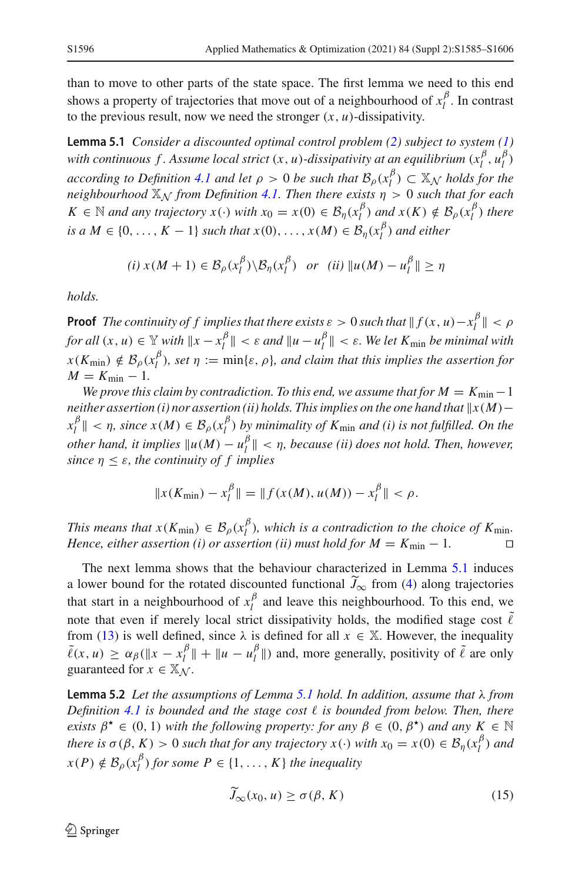than to move to other parts of the state space. The first lemma we need to this end shows a property of trajectories that move out of a neighbourhood of $x_l^\beta$. In contrast to the previous result, now we need the stronger $(x, u)$-dissipativity.

**Lemma 5.1** *Consider a discounted optimal control problem (2) subject to system (1) with continuous $f$. Assume local strict $(x, u)$-dissipativity at an equilibrium $(x_l^\beta, u_l^\beta)$ according to Definition 4.1 and let $\rho > 0$ be such that $\mathcal{B}_\rho(x_l^\beta) \subset \mathbb{X}_\mathcal{N}$ holds for the neighbourhood $\mathbb{X}_\mathcal{N}$ from Definition 4.1. Then there exists $\eta > 0$ such that for each $K \in \mathbb{N}$ and any trajectory $x(\cdot)$ with $x_0 = x(0) \in \mathcal{B}_\eta(x_l^\beta)$ and $x(K) \notin \mathcal{B}_\rho(x_l^\beta)$ there is a $M \in \{0, \ldots, K-1\}$ such that $x(0), \ldots, x(M) \in \mathcal{B}_\eta(x_l^\beta)$ and either*

$$(i)\; x(M+1) \in \mathcal{B}_\rho(x_l^\beta)\backslash\mathcal{B}_\eta(x_l^\beta) \quad or \quad (ii)\; \|u(M) - u_l^\beta\| \geq \eta$$

*holds.*

**Proof** *The continuity of $f$ implies that there exists $\varepsilon > 0$ such that $\|f(x, u) - x_l^\beta\| < \rho$ for all $(x, u) \in \mathbb{Y}$ with $\|x - x_l^\beta\| < \varepsilon$ and $\|u - u_l^\beta\| < \varepsilon$. We let $K_{\min}$ be minimal with $x(K_{\min}) \notin \mathcal{B}_\rho(x_l^\beta)$, set $\eta := \min\{\varepsilon, \rho\}$, and claim that this implies the assertion for $M = K_{\min} - 1$.*

*We prove this claim by contradiction. To this end, we assume that for $M = K_{\min} - 1$ neither assertion (i) nor assertion (ii) holds. This implies on the one hand that $\|x(M) - x_l^\beta\| < \eta$, since $x(M) \in \mathcal{B}_\rho(x_l^\beta)$ by minimality of $K_{\min}$ and (i) is not fulfilled. On the other hand, it implies $\|u(M) - u_l^\beta\| < \eta$, because (ii) does not hold. Then, however, since $\eta \leq \varepsilon$, the continuity of $f$ implies*

$$\|x(K_{\min}) - x_l^\beta\| = \|f(x(M), u(M)) - x_l^\beta\| < \rho.$$

*This means that $x(K_{\min}) \in \mathcal{B}_\rho(x_l^\beta)$, which is a contradiction to the choice of $K_{\min}$. Hence, either assertion (i) or assertion (ii) must hold for $M = K_{\min} - 1$.* □

The next lemma shows that the behaviour characterized in Lemma 5.1 induces a lower bound for the rotated discounted functional $\widetilde{J}_\infty$ from (4) along trajectories that start in a neighbourhood of $x_l^\beta$ and leave this neighbourhood. To this end, we note that even if merely local strict dissipativity holds, the modified stage cost $\tilde{\ell}$ from (13) is well defined, since $\lambda$ is defined for all $x \in \mathbb{X}$. However, the inequality $\tilde{\ell}(x, u) \geq \alpha_\beta(\|x - x_l^\beta\| + \|u - u_l^\beta\|)$ and, more generally, positivity of $\tilde{\ell}$ are only guaranteed for $x \in \mathbb{X}_\mathcal{N}$.

**Lemma 5.2** *Let the assumptions of Lemma 5.1 hold. In addition, assume that $\lambda$ from Definition 4.1 is bounded and the stage cost $\ell$ is bounded from below. Then, there exists $\beta^\star \in (0, 1)$ with the following property: for any $\beta \in (0, \beta^\star)$ and any $K \in \mathbb{N}$ there is $\sigma(\beta, K) > 0$ such that for any trajectory $x(\cdot)$ with $x_0 = x(0) \in \mathcal{B}_\eta(x_l^\beta)$ and $x(P) \notin \mathcal{B}_\rho(x_l^\beta)$ for some $P \in \{1, \ldots, K\}$ the inequality*

$$\widetilde{J}_\infty(x_0, u) \geq \sigma(\beta, K) \tag{15}$$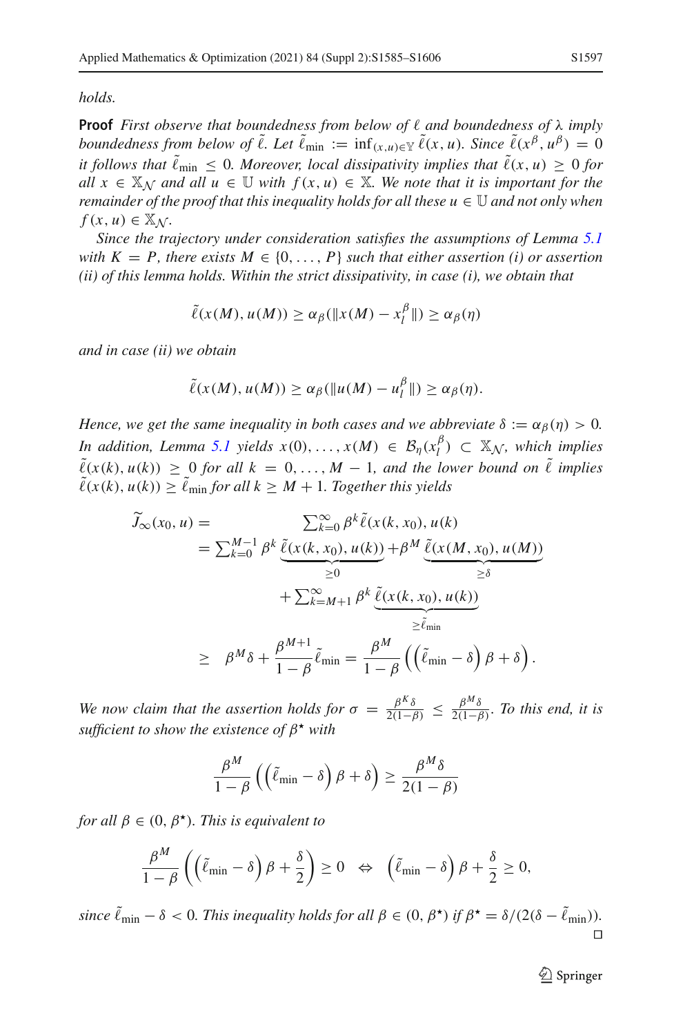*holds.*

**Proof** *First observe that boundedness from below of $\ell$ and boundedness of $\lambda$ imply boundedness from below of $\tilde{\ell}$. Let $\tilde{\ell}_{\min} := \inf_{(x,u)\in\mathbb{Y}} \tilde{\ell}(x,u)$. Since $\tilde{\ell}(x^\beta, u^\beta) = 0$ it follows that $\tilde{\ell}_{\min} \le 0$. Moreover, local dissipativity implies that $\tilde{\ell}(x,u) \ge 0$ for all $x \in \mathbb{X}_\mathcal{N}$ and all $u \in \mathbb{U}$ with $f(x,u) \in \mathbb{X}$. We note that it is important for the remainder of the proof that this inequality holds for all these $u \in \mathbb{U}$ and not only when $f(x,u) \in \mathbb{X}_\mathcal{N}$.*

*Since the trajectory under consideration satisfies the assumptions of Lemma 5.1 with $K = P$, there exists $M \in \{0, \ldots, P\}$ such that either assertion (i) or assertion (ii) of this lemma holds. Within the strict dissipativity, in case (i), we obtain that*

$$\tilde{\ell}(x(M), u(M)) \ge \alpha_\beta(\|x(M) - x_l^\beta\|) \ge \alpha_\beta(\eta)$$

*and in case (ii) we obtain*

$$\tilde{\ell}(x(M), u(M)) \ge \alpha_\beta(\|u(M) - u_l^\beta\|) \ge \alpha_\beta(\eta).$$

*Hence, we get the same inequality in both cases and we abbreviate $\delta := \alpha_\beta(\eta) > 0$. In addition, Lemma 5.1 yields $x(0), \ldots, x(M) \in \mathcal{B}_\eta(x_l^\beta) \subset \mathbb{X}_\mathcal{N}$, which implies $\tilde{\ell}(x(k), u(k)) \ge 0$ for all $k = 0, \ldots, M-1$, and the lower bound on $\tilde{\ell}$ implies $\tilde{\ell}(x(k), u(k)) \ge \tilde{\ell}_{\min}$ for all $k \ge M+1$. Together this yields*

$$
\begin{aligned}
\widetilde{J}_\infty(x_0, u) &= \sum_{k=0}^{\infty} \beta^k \tilde{\ell}(x(k, x_0), u(k)) \\
&= \sum_{k=0}^{M-1} \beta^k \underbrace{\tilde{\ell}(x(k, x_0), u(k))}_{\ge 0} + \beta^M \underbrace{\tilde{\ell}(x(M, x_0), u(M))}_{\ge \delta} \\
&\quad + \sum_{k=M+1}^{\infty} \beta^k \underbrace{\tilde{\ell}(x(k, x_0), u(k))}_{\ge \tilde{\ell}_{\min}} \\
&\ge \beta^M \delta + \frac{\beta^{M+1}}{1-\beta} \tilde{\ell}_{\min} = \frac{\beta^M}{1-\beta}\left(\left(\tilde{\ell}_{\min} - \delta\right)\beta + \delta\right).
\end{aligned}
$$

*We now claim that the assertion holds for $\sigma = \frac{\beta^K \delta}{2(1-\beta)} \le \frac{\beta^M \delta}{2(1-\beta)}$. To this end, it is sufficient to show the existence of $\beta^\star$ with*

$$\frac{\beta^M}{1-\beta}\left(\left(\tilde{\ell}_{\min} - \delta\right)\beta + \delta\right) \ge \frac{\beta^M \delta}{2(1-\beta)}$$

*for all $\beta \in (0, \beta^\star)$. This is equivalent to*

$$\frac{\beta^M}{1-\beta}\left(\left(\tilde{\ell}_{\min} - \delta\right)\beta + \frac{\delta}{2}\right) \ge 0 \quad \Leftrightarrow \quad \left(\tilde{\ell}_{\min} - \delta\right)\beta + \frac{\delta}{2} \ge 0,$$

*since $\tilde{\ell}_{\min} - \delta < 0$. This inequality holds for all $\beta \in (0, \beta^\star)$ if $\beta^\star = \delta/(2(\delta - \tilde{\ell}_{\min}))$.* □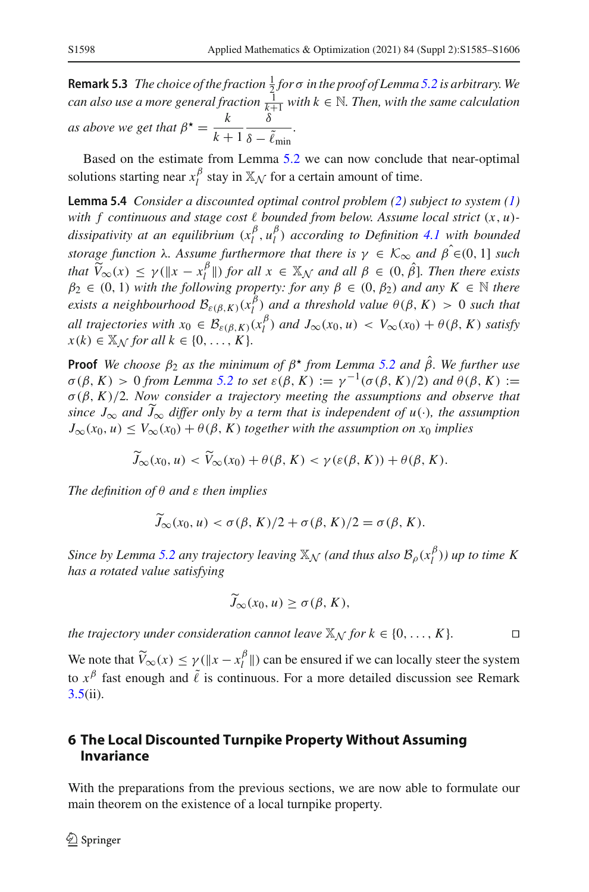**Remark 5.3** *The choice of the fraction $\frac{1}{2}$ for $\sigma$ in the proof of Lemma 5.2 is arbitrary. We can also use a more general fraction $\frac{1}{k+1}$ with $k \in \mathbb{N}$. Then, with the same calculation as above we get that $\beta^\star = \dfrac{k}{k+1} \dfrac{\delta}{\delta - \tilde{\ell}_{\min}}$.*

Based on the estimate from Lemma 5.2 we can now conclude that near-optimal solutions starting near $x_l^\beta$ stay in $\mathbb{X}_\mathcal{N}$ for a certain amount of time.

**Lemma 5.4** *Consider a discounted optimal control problem (2) subject to system (1) with $f$ continuous and stage cost $\ell$ bounded from below. Assume local strict $(x, u)$-dissipativity at an equilibrium $(x_l^\beta, u_l^\beta)$ according to Definition 4.1 with bounded storage function $\lambda$. Assume furthermore that there is $\gamma \in \mathcal{K}_\infty$ and $\hat{\beta} \in (0, 1]$ such that $\widetilde{V}_\infty(x) \le \gamma(\|x - x_l^\beta\|)$ for all $x \in \mathbb{X}_\mathcal{N}$ and all $\beta \in (0, \hat{\beta}]$. Then there exists $\beta_2 \in (0, 1)$ with the following property: for any $\beta \in (0, \beta_2)$ and any $K \in \mathbb{N}$ there exists a neighbourhood $\mathcal{B}_{\varepsilon(\beta,K)}(x_l^\beta)$ and a threshold value $\theta(\beta, K) > 0$ such that all trajectories with $x_0 \in \mathcal{B}_{\varepsilon(\beta,K)}(x_l^\beta)$ and $J_\infty(x_0, u) < V_\infty(x_0) + \theta(\beta, K)$ satisfy $x(k) \in \mathbb{X}_\mathcal{N}$ for all $k \in \{0, \dots, K\}$.*

**Proof** *We choose $\beta_2$ as the minimum of $\beta^\star$ from Lemma 5.2 and $\hat{\beta}$. We further use $\sigma(\beta, K) > 0$ from Lemma 5.2 to set $\varepsilon(\beta, K) := \gamma^{-1}(\sigma(\beta, K)/2)$ and $\theta(\beta, K) := \sigma(\beta, K)/2$. Now consider a trajectory meeting the assumptions and observe that since $J_\infty$ and $\widetilde{J}_\infty$ differ only by a term that is independent of $u(\cdot)$, the assumption $J_\infty(x_0, u) \le V_\infty(x_0) + \theta(\beta, K)$ together with the assumption on $x_0$ implies*

$$\widetilde{J}_\infty(x_0, u) < \widetilde{V}_\infty(x_0) + \theta(\beta, K) < \gamma(\varepsilon(\beta, K)) + \theta(\beta, K).$$

*The definition of $\theta$ and $\varepsilon$ then implies*

$$\widetilde{J}_\infty(x_0, u) < \sigma(\beta, K)/2 + \sigma(\beta, K)/2 = \sigma(\beta, K).$$

*Since by Lemma 5.2 any trajectory leaving $\mathbb{X}_\mathcal{N}$ (and thus also $\mathcal{B}_\rho(x_l^\beta)$) up to time $K$ has a rotated value satisfying*

$$\widetilde{J}_\infty(x_0, u) \ge \sigma(\beta, K),$$

*the trajectory under consideration cannot leave $\mathbb{X}_\mathcal{N}$ for $k \in \{0, \dots, K\}$.* □

We note that $\widetilde{V}_\infty(x) \le \gamma(\|x - x_l^\beta\|)$ can be ensured if we can locally steer the system to $x^\beta$ fast enough and $\tilde{\ell}$ is continuous. For a more detailed discussion see Remark 3.5(ii).

## 6 The Local Discounted Turnpike Property Without Assuming Invariance

With the preparations from the previous sections, we are now able to formulate our main theorem on the existence of a local turnpike property.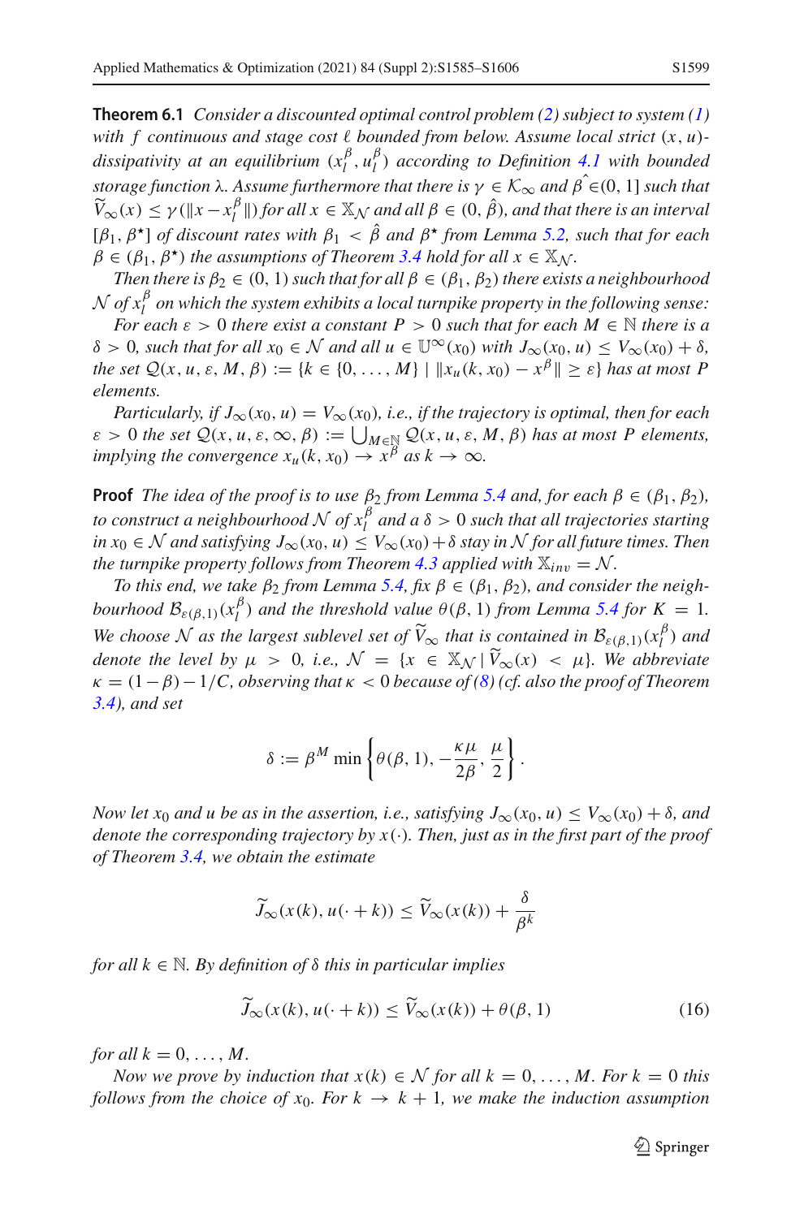**Theorem 6.1** *Consider a discounted optimal control problem (2) subject to system (1) with $f$ continuous and stage cost $\ell$ bounded from below. Assume local strict $(x, u)$-dissipativity at an equilibrium $(x_l^\beta, u_l^\beta)$ according to Definition 4.1 with bounded storage function $\lambda$. Assume furthermore that there is $\gamma \in \mathcal{K}_\infty$ and $\hat{\beta} \in (0, 1]$ such that $\widetilde{V}_\infty(x) \leq \gamma(\|x - x_l^\beta\|)$ for all $x \in \mathbb{X}_\mathcal{N}$ and all $\beta \in (0, \hat{\beta})$, and that there is an interval $[\beta_1, \beta^\star]$ of discount rates with $\beta_1 < \hat{\beta}$ and $\beta^\star$ from Lemma 5.2, such that for each $\beta \in (\beta_1, \beta^\star)$ the assumptions of Theorem 3.4 hold for all $x \in \mathbb{X}_\mathcal{N}$.*

*Then there is $\beta_2 \in (0, 1)$ such that for all $\beta \in (\beta_1, \beta_2)$ there exists a neighbourhood $\mathcal{N}$ of $x_l^\beta$ on which the system exhibits a local turnpike property in the following sense:*

*For each $\varepsilon > 0$ there exist a constant $P > 0$ such that for each $M \in \mathbb{N}$ there is a $\delta > 0$, such that for all $x_0 \in \mathcal{N}$ and all $u \in \mathbb{U}^\infty(x_0)$ with $J_\infty(x_0, u) \leq V_\infty(x_0) + \delta$, the set $\mathcal{Q}(x, u, \varepsilon, M, \beta) := \{k \in \{0, \dots, M\} \mid \|x_u(k, x_0) - x^\beta\| \geq \varepsilon\}$ has at most $P$ elements.*

*Particularly, if $J_\infty(x_0, u) = V_\infty(x_0)$, i.e., if the trajectory is optimal, then for each $\varepsilon > 0$ the set $\mathcal{Q}(x, u, \varepsilon, \infty, \beta) := \bigcup_{M \in \mathbb{N}} \mathcal{Q}(x, u, \varepsilon, M, \beta)$ has at most $P$ elements, implying the convergence $x_u(k, x_0) \to x^\beta$ as $k \to \infty$.*

**Proof** *The idea of the proof is to use $\beta_2$ from Lemma 5.4 and, for each $\beta \in (\beta_1, \beta_2)$, to construct a neighbourhood $\mathcal{N}$ of $x_l^\beta$ and a $\delta > 0$ such that all trajectories starting in $x_0 \in \mathcal{N}$ and satisfying $J_\infty(x_0, u) \leq V_\infty(x_0) + \delta$ stay in $\mathcal{N}$ for all future times. Then the turnpike property follows from Theorem 4.3 applied with $\mathbb{X}_{inv} = \mathcal{N}$.*

*To this end, we take $\beta_2$ from Lemma 5.4, fix $\beta \in (\beta_1, \beta_2)$, and consider the neighbourhood $\mathcal{B}_{\varepsilon(\beta,1)}(x_l^\beta)$ and the threshold value $\theta(\beta, 1)$ from Lemma 5.4 for $K = 1$. We choose $\mathcal{N}$ as the largest sublevel set of $\widetilde{V}_\infty$ that is contained in $\mathcal{B}_{\varepsilon(\beta,1)}(x_l^\beta)$ and denote the level by $\mu > 0$, i.e., $\mathcal{N} = \{x \in \mathbb{X}_\mathcal{N} \mid \widetilde{V}_\infty(x) < \mu\}$. We abbreviate $\kappa = (1 - \beta) - 1/C$, observing that $\kappa < 0$ because of (8) (cf. also the proof of Theorem 3.4), and set*

$$\delta := \beta^M \min\left\{\theta(\beta, 1), -\frac{\kappa\mu}{2\beta}, \frac{\mu}{2}\right\}.$$

*Now let $x_0$ and $u$ be as in the assertion, i.e., satisfying $J_\infty(x_0, u) \leq V_\infty(x_0) + \delta$, and denote the corresponding trajectory by $x(\cdot)$. Then, just as in the first part of the proof of Theorem 3.4, we obtain the estimate*

$$\widetilde{J}_\infty(x(k), u(\cdot + k)) \leq \widetilde{V}_\infty(x(k)) + \frac{\delta}{\beta^k}$$

*for all $k \in \mathbb{N}$. By definition of $\delta$ this in particular implies*

$$\widetilde{J}_\infty(x(k), u(\cdot + k)) \leq \widetilde{V}_\infty(x(k)) + \theta(\beta, 1) \tag{16}$$

*for all $k = 0, \dots, M$.*

*Now we prove by induction that $x(k) \in \mathcal{N}$ for all $k = 0, \dots, M$. For $k = 0$ this follows from the choice of $x_0$. For $k \to k + 1$, we make the induction assumption*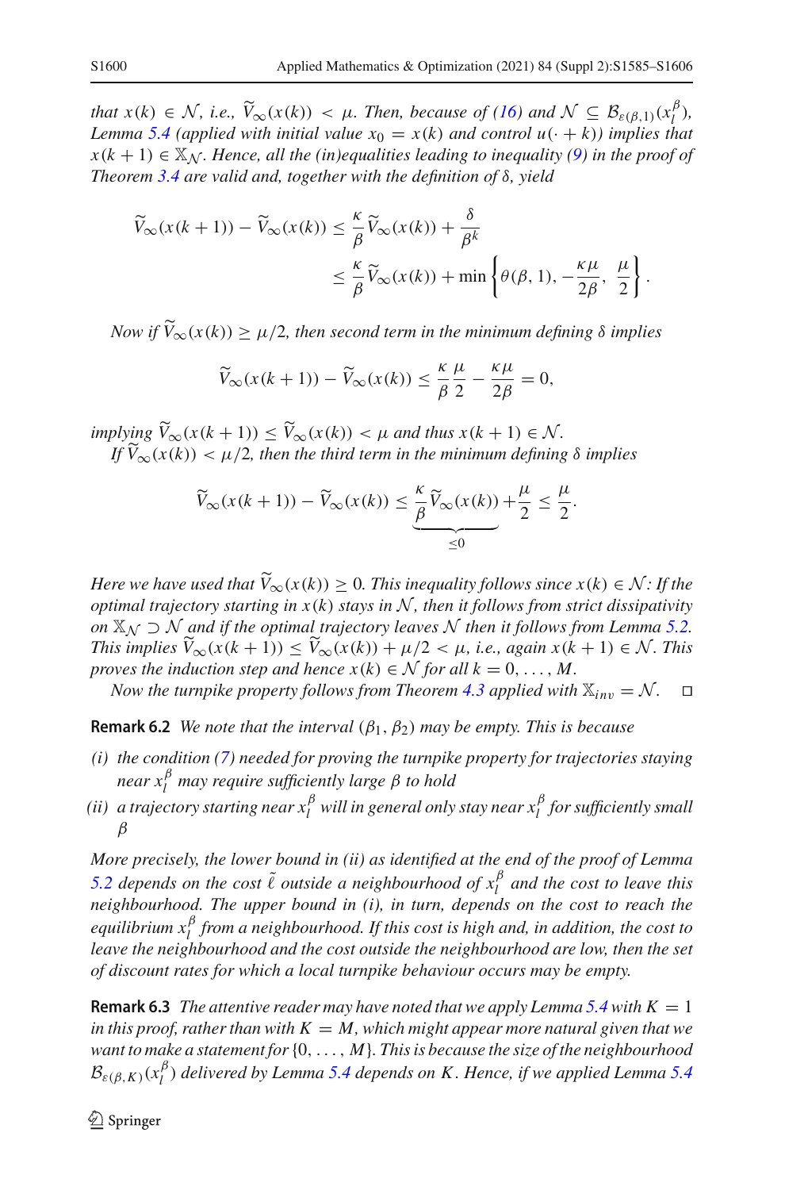*that $x(k) \in \mathcal{N}$, i.e., $\widetilde{V}_\infty(x(k)) < \mu$. Then, because of (16) and $\mathcal{N} \subseteq \mathcal{B}_{\varepsilon(\beta,1)}(x_l^\beta)$, Lemma 5.4 (applied with initial value $x_0 = x(k)$ and control $u(\cdot + k)$) implies that $x(k+1) \in \mathbb{X}_\mathcal{N}$. Hence, all the (in)equalities leading to inequality (9) in the proof of Theorem 3.4 are valid and, together with the definition of $\delta$, yield*

$$
\begin{aligned}
\widetilde{V}_\infty(x(k+1)) - \widetilde{V}_\infty(x(k)) &\le \frac{\kappa}{\beta}\widetilde{V}_\infty(x(k)) + \frac{\delta}{\beta^k} \\
&\le \frac{\kappa}{\beta}\widetilde{V}_\infty(x(k)) + \min\left\{\theta(\beta,1), -\frac{\kappa\mu}{2\beta}, \frac{\mu}{2}\right\}.
\end{aligned}
$$

*Now if $\widetilde{V}_\infty(x(k)) \ge \mu/2$, then second term in the minimum defining $\delta$ implies*

$$
\widetilde{V}_\infty(x(k+1)) - \widetilde{V}_\infty(x(k)) \le \frac{\kappa}{\beta}\frac{\mu}{2} - \frac{\kappa\mu}{2\beta} = 0,
$$

*implying $\widetilde{V}_\infty(x(k+1)) \le \widetilde{V}_\infty(x(k)) < \mu$ and thus $x(k+1) \in \mathcal{N}$.*

*If $\widetilde{V}_\infty(x(k)) < \mu/2$, then the third term in the minimum defining $\delta$ implies*

$$
\widetilde{V}_\infty(x(k+1)) - \widetilde{V}_\infty(x(k)) \le \underbrace{\frac{\kappa}{\beta}\widetilde{V}_\infty(x(k))}_{\le 0} + \frac{\mu}{2} \le \frac{\mu}{2}.
$$

*Here we have used that $\widetilde{V}_\infty(x(k)) \ge 0$. This inequality follows since $x(k) \in \mathcal{N}$: If the optimal trajectory starting in $x(k)$ stays in $\mathcal{N}$, then it follows from strict dissipativity on $\mathbb{X}_\mathcal{N} \supset \mathcal{N}$ and if the optimal trajectory leaves $\mathcal{N}$ then it follows from Lemma 5.2. This implies $\widetilde{V}_\infty(x(k+1)) \le \widetilde{V}_\infty(x(k)) + \mu/2 < \mu$, i.e., again $x(k+1) \in \mathcal{N}$. This proves the induction step and hence $x(k) \in \mathcal{N}$ for all $k = 0, \ldots, M$.*

*Now the turnpike property follows from Theorem 4.3 applied with $\mathbb{X}_{inv} = \mathcal{N}$.* □

**Remark 6.2** *We note that the interval $(\beta_1, \beta_2)$ may be empty. This is because*

*(i) the condition (7) needed for proving the turnpike property for trajectories staying near $x_l^\beta$ may require sufficiently large $\beta$ to hold*

*(ii) a trajectory starting near $x_l^\beta$ will in general only stay near $x_l^\beta$ for sufficiently small $\beta$*

*More precisely, the lower bound in (ii) as identified at the end of the proof of Lemma 5.2 depends on the cost $\tilde{\ell}$ outside a neighbourhood of $x_l^\beta$ and the cost to leave this neighbourhood. The upper bound in (i), in turn, depends on the cost to reach the equilibrium $x_l^\beta$ from a neighbourhood. If this cost is high and, in addition, the cost to leave the neighbourhood and the cost outside the neighbourhood are low, then the set of discount rates for which a local turnpike behaviour occurs may be empty.*

**Remark 6.3** *The attentive reader may have noted that we apply Lemma 5.4 with $K = 1$ in this proof, rather than with $K = M$, which might appear more natural given that we want to make a statement for $\{0, \ldots, M\}$. This is because the size of the neighbourhood $\mathcal{B}_{\varepsilon(\beta,K)}(x_l^\beta)$ delivered by Lemma 5.4 depends on $K$. Hence, if we applied Lemma 5.4*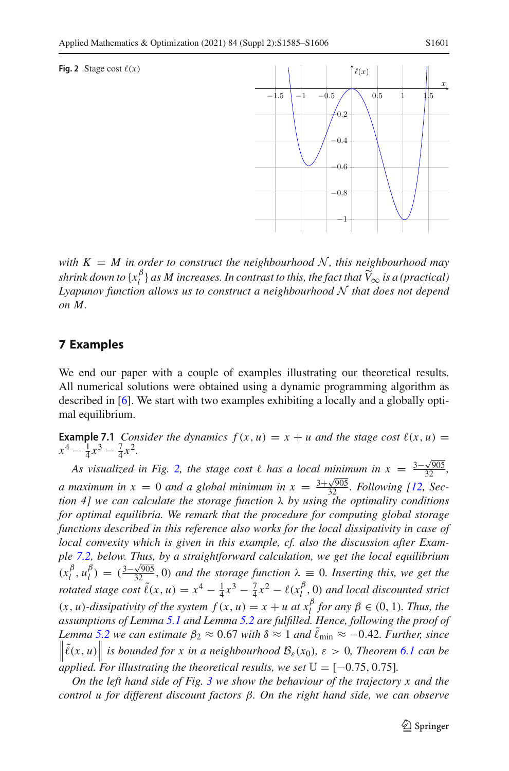**Fig. 2** Stage cost $\ell(x)$

with $K = M$ in order to construct the neighbourhood $\mathcal{N}$, this neighbourhood may shrink down to $\{x_l^\beta\}$ as $M$ increases. In contrast to this, the fact that $\widetilde{V}_\infty$ is a (practical) Lyapunov function allows us to construct a neighbourhood $\mathcal{N}$ that does not depend on $M$.

## 7 Examples

We end our paper with a couple of examples illustrating our theoretical results. All numerical solutions were obtained using a dynamic programming algorithm as described in [6]. We start with two examples exhibiting a locally and a globally optimal equilibrium.

**Example 7.1** *Consider the dynamics $f(x, u) = x + u$ and the stage cost $\ell(x, u) = x^4 - \frac{1}{4}x^3 - \frac{7}{4}x^2$.*

*As visualized in Fig. 2, the stage cost $\ell$ has a local minimum in $x = \frac{3-\sqrt{905}}{32}$, a maximum in $x = 0$ and a global minimum in $x = \frac{3+\sqrt{905}}{32}$. Following [12, Section 4] we can calculate the storage function $\lambda$ by using the optimality conditions for optimal equilibria. We remark that the procedure for computing global storage functions described in this reference also works for the local dissipativity in case of local convexity which is given in this example, cf. also the discussion after Example 7.2, below. Thus, by a straightforward calculation, we get the local equilibrium $(x_l^\beta, u_l^\beta) = (\frac{3-\sqrt{905}}{32}, 0)$ and the storage function $\lambda \equiv 0$. Inserting this, we get the rotated stage cost $\tilde{\ell}(x, u) = x^4 - \frac{1}{4}x^3 - \frac{7}{4}x^2 - \ell(x_l^\beta, 0)$ and local discounted strict $(x, u)$-dissipativity of the system $f(x, u) = x + u$ at $x_l^\beta$ for any $\beta \in (0, 1)$. Thus, the assumptions of Lemma 5.1 and Lemma 5.2 are fulfilled. Hence, following the proof of Lemma 5.2 we can estimate $\beta_2 \approx 0.67$ with $\delta \approx 1$ and $\tilde{\ell}_{\min} \approx -0.42$. Further, since $\left\|\tilde{\ell}(x, u)\right\|$ is bounded for $x$ in a neighbourhood $\mathcal{B}_\varepsilon(x_0)$, $\varepsilon > 0$, Theorem 6.1 can be applied. For illustrating the theoretical results, we set $\mathbb{U} = [-0.75, 0.75]$.*

*On the left hand side of Fig. 3 we show the behaviour of the trajectory $x$ and the control $u$ for different discount factors $\beta$. On the right hand side, we can observe*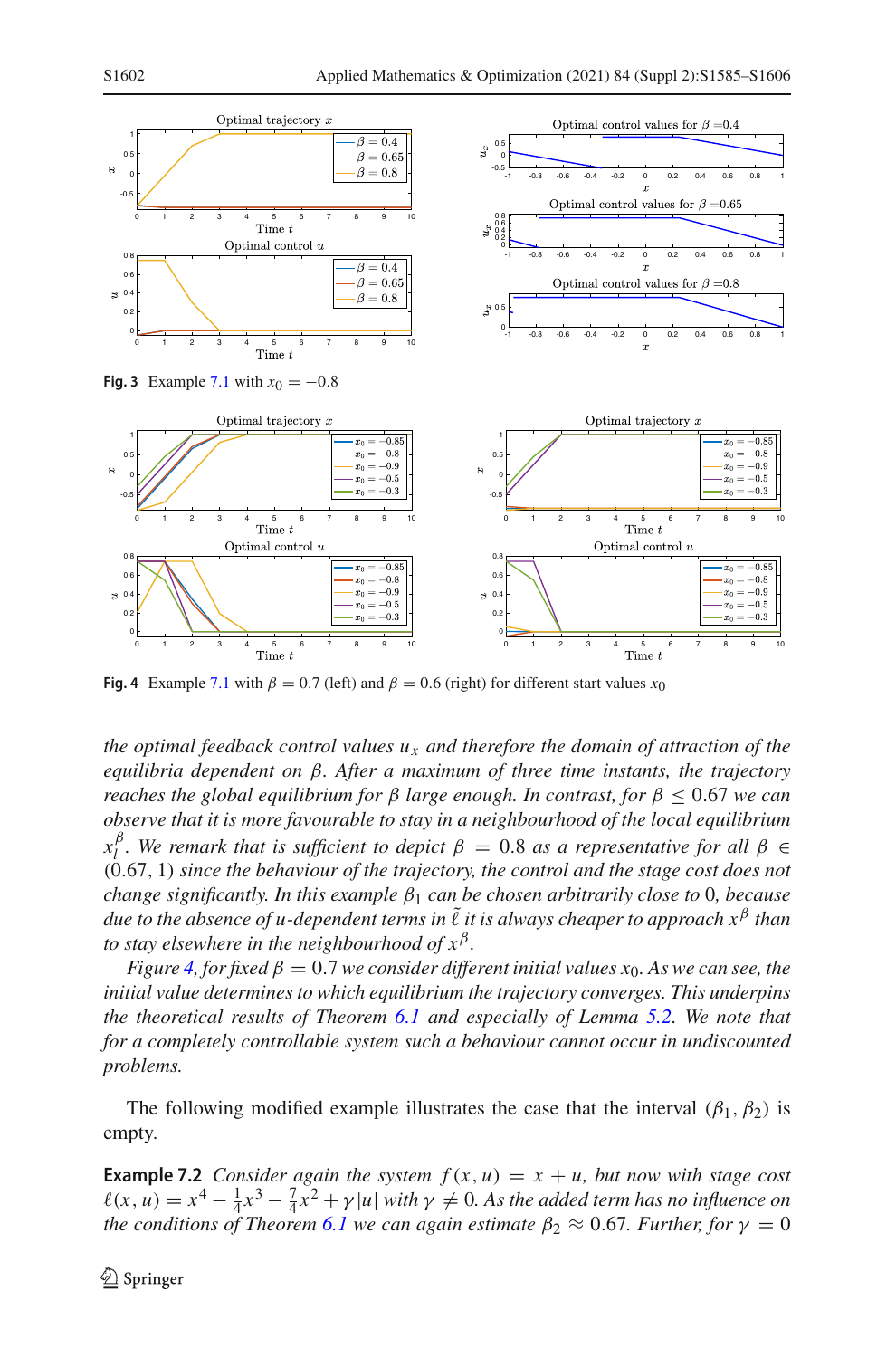Fig. 3 Example 7.1 with $x_0 = -0.8$

Fig. 4 Example 7.1 with $\beta = 0.7$ (left) and $\beta = 0.6$ (right) for different start values $x_0$

*the optimal feedback control values $u_x$ and therefore the domain of attraction of the equilibria dependent on $\beta$. After a maximum of three time instants, the trajectory reaches the global equilibrium for $\beta$ large enough. In contrast, for $\beta \leq 0.67$ we can observe that it is more favourable to stay in a neighbourhood of the local equilibrium $x_l^\beta$. We remark that is sufficient to depict $\beta = 0.8$ as a representative for all $\beta \in (0.67, 1)$ since the behaviour of the trajectory, the control and the stage cost does not change significantly. In this example $\beta_1$ can be chosen arbitrarily close to 0, because due to the absence of $u$-dependent terms in $\tilde{\ell}$ it is always cheaper to approach $x^\beta$ than to stay elsewhere in the neighbourhood of $x^\beta$.*

*Figure 4, for fixed $\beta = 0.7$ we consider different initial values $x_0$. As we can see, the initial value determines to which equilibrium the trajectory converges. This underpins the theoretical results of Theorem 6.1 and especially of Lemma 5.2. We note that for a completely controllable system such a behaviour cannot occur in undiscounted problems.*

The following modified example illustrates the case that the interval $(\beta_1, \beta_2)$ is empty.

**Example 7.2** *Consider again the system $f(x,u) = x + u$, but now with stage cost $\ell(x,u) = x^4 - \frac{1}{4}x^3 - \frac{7}{4}x^2 + \gamma|u|$ with $\gamma \neq 0$. As the added term has no influence on the conditions of Theorem 6.1 we can again estimate $\beta_2 \approx 0.67$. Further, for $\gamma = 0$*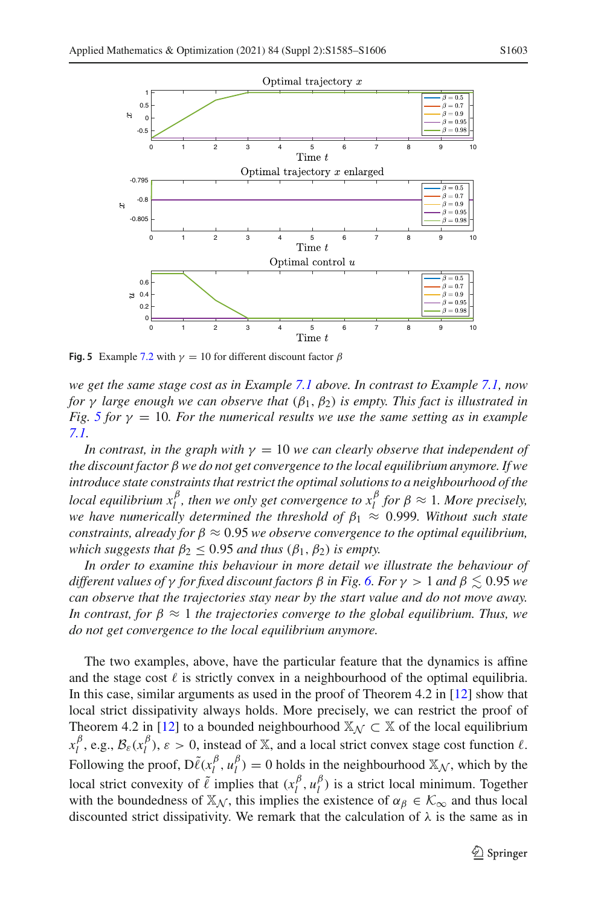**Fig. 5** Example 7.2 with $\gamma = 10$ for different discount factor $\beta$

*we get the same stage cost as in Example 7.1 above. In contrast to Example 7.1, now for $\gamma$ large enough we can observe that $(\beta_1, \beta_2)$ is empty. This fact is illustrated in Fig. 5 for $\gamma = 10$. For the numerical results we use the same setting as in example 7.1.*

*In contrast, in the graph with $\gamma = 10$ we can clearly observe that independent of the discount factor $\beta$ we do not get convergence to the local equilibrium anymore. If we introduce state constraints that restrict the optimal solutions to a neighbourhood of the local equilibrium $x_l^\beta$, then we only get convergence to $x_l^\beta$ for $\beta \approx 1$. More precisely, we have numerically determined the threshold of $\beta_1 \approx 0.999$. Without such state constraints, already for $\beta \approx 0.95$ we observe convergence to the optimal equilibrium, which suggests that $\beta_2 \leq 0.95$ and thus $(\beta_1, \beta_2)$ is empty.*

*In order to examine this behaviour in more detail we illustrate the behaviour of different values of $\gamma$ for fixed discount factors $\beta$ in Fig. 6. For $\gamma > 1$ and $\beta \lesssim 0.95$ we can observe that the trajectories stay near by the start value and do not move away. In contrast, for $\beta \approx 1$ the trajectories converge to the global equilibrium. Thus, we do not get convergence to the local equilibrium anymore.*

The two examples, above, have the particular feature that the dynamics is affine and the stage cost $\ell$ is strictly convex in a neighbourhood of the optimal equilibria. In this case, similar arguments as used in the proof of Theorem 4.2 in [12] show that local strict dissipativity always holds. More precisely, we can restrict the proof of Theorem 4.2 in [12] to a bounded neighbourhood $\mathbb{X}_{\mathcal{N}} \subset \mathbb{X}$ of the local equilibrium $x_l^\beta$, e.g., $\mathcal{B}_\varepsilon(x_l^\beta)$, $\varepsilon > 0$, instead of $\mathbb{X}$, and a local strict convex stage cost function $\ell$. Following the proof, $\mathrm{D}\tilde{\ell}(x_l^\beta, u_l^\beta) = 0$ holds in the neighbourhood $\mathbb{X}_{\mathcal{N}}$, which by the local strict convexity of $\tilde{\ell}$ implies that $(x_l^\beta, u_l^\beta)$ is a strict local minimum. Together with the boundedness of $\mathbb{X}_{\mathcal{N}}$, this implies the existence of $\alpha_\beta \in \mathcal{K}_\infty$ and thus local discounted strict dissipativity. We remark that the calculation of $\lambda$ is the same as in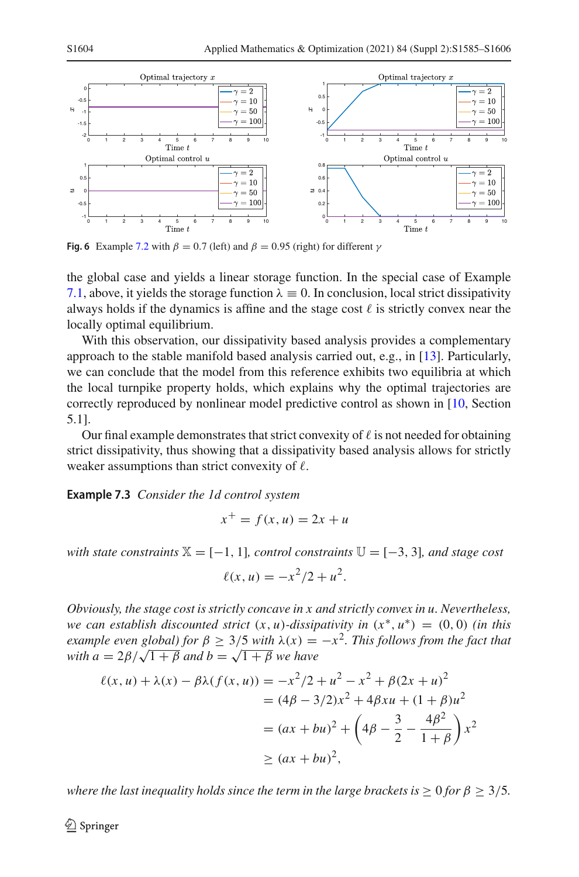Fig. 6 Example 7.2 with $\beta = 0.7$ (left) and $\beta = 0.95$ (right) for different $\gamma$

the global case and yields a linear storage function. In the special case of Example 7.1, above, it yields the storage function $\lambda \equiv 0$. In conclusion, local strict dissipativity always holds if the dynamics is affine and the stage cost $\ell$ is strictly convex near the locally optimal equilibrium.

With this observation, our dissipativity based analysis provides a complementary approach to the stable manifold based analysis carried out, e.g., in [13]. Particularly, we can conclude that the model from this reference exhibits two equilibria at which the local turnpike property holds, which explains why the optimal trajectories are correctly reproduced by nonlinear model predictive control as shown in [10, Section 5.1].

Our final example demonstrates that strict convexity of $\ell$ is not needed for obtaining strict dissipativity, thus showing that a dissipativity based analysis allows for strictly weaker assumptions than strict convexity of $\ell$.

**Example 7.3** *Consider the 1d control system*

$$x^+ = f(x,u) = 2x + u$$

*with state constraints* $\mathbb{X} = [-1, 1]$*, control constraints* $\mathbb{U} = [-3, 3]$*, and stage cost*

$$\ell(x,u) = -x^2/2 + u^2.$$

*Obviously, the stage cost is strictly concave in $x$ and strictly convex in $u$. Nevertheless, we can establish discounted strict $(x,u)$-dissipativity in $(x^*, u^*) = (0,0)$ (in this example even global) for $\beta \geq 3/5$ with $\lambda(x) = -x^2$. This follows from the fact that with $a = 2\beta/\sqrt{1+\beta}$ and $b = \sqrt{1+\beta}$ we have*

$$\begin{aligned}
\ell(x,u) + \lambda(x) - \beta\lambda(f(x,u)) &= -x^2/2 + u^2 - x^2 + \beta(2x+u)^2 \\
&= (4\beta - 3/2)x^2 + 4\beta x u + (1+\beta)u^2 \\
&= (ax+bu)^2 + \left(4\beta - \frac{3}{2} - \frac{4\beta^2}{1+\beta}\right)x^2 \\
&\geq (ax+bu)^2,
\end{aligned}$$

*where the last inequality holds since the term in the large brackets is $\geq 0$ for $\beta \geq 3/5$.*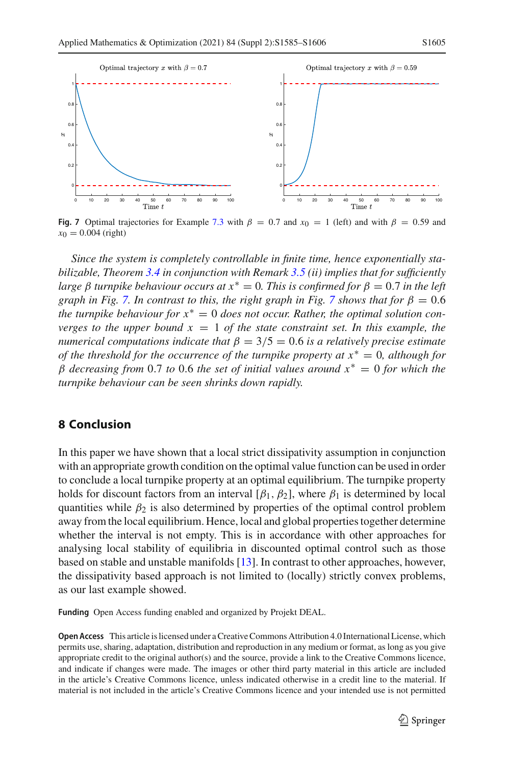Fig. 7 Optimal trajectories for Example 7.3 with $\beta = 0.7$ and $x_0 = 1$ (left) and with $\beta = 0.59$ and $x_0 = 0.004$ (right)

*Since the system is completely controllable in finite time, hence exponentially stabilizable, Theorem 3.4 in conjunction with Remark 3.5 (ii) implies that for sufficiently large $\beta$ turnpike behaviour occurs at $x^* = 0$. This is confirmed for $\beta = 0.7$ in the left graph in Fig. 7. In contrast to this, the right graph in Fig. 7 shows that for $\beta = 0.6$ the turnpike behaviour for $x^* = 0$ does not occur. Rather, the optimal solution converges to the upper bound $x = 1$ of the state constraint set. In this example, the numerical computations indicate that $\beta = 3/5 = 0.6$ is a relatively precise estimate of the threshold for the occurrence of the turnpike property at $x^* = 0$, although for $\beta$ decreasing from 0.7 to 0.6 the set of initial values around $x^* = 0$ for which the turnpike behaviour can be seen shrinks down rapidly.*

## 8 Conclusion

In this paper we have shown that a local strict dissipativity assumption in conjunction with an appropriate growth condition on the optimal value function can be used in order to conclude a local turnpike property at an optimal equilibrium. The turnpike property holds for discount factors from an interval $[\beta_1, \beta_2]$, where $\beta_1$ is determined by local quantities while $\beta_2$ is also determined by properties of the optimal control problem away from the local equilibrium. Hence, local and global properties together determine whether the interval is not empty. This is in accordance with other approaches for analysing local stability of equilibria in discounted optimal control such as those based on stable and unstable manifolds [13]. In contrast to other approaches, however, the dissipativity based approach is not limited to (locally) strictly convex problems, as our last example showed.

**Funding** Open Access funding enabled and organized by Projekt DEAL.

**Open Access** This article is licensed under a Creative Commons Attribution 4.0 International License, which permits use, sharing, adaptation, distribution and reproduction in any medium or format, as long as you give appropriate credit to the original author(s) and the source, provide a link to the Creative Commons licence, and indicate if changes were made. The images or other third party material in this article are included in the article's Creative Commons licence, unless indicated otherwise in a credit line to the material. If material is not included in the article's Creative Commons licence and your intended use is not permitted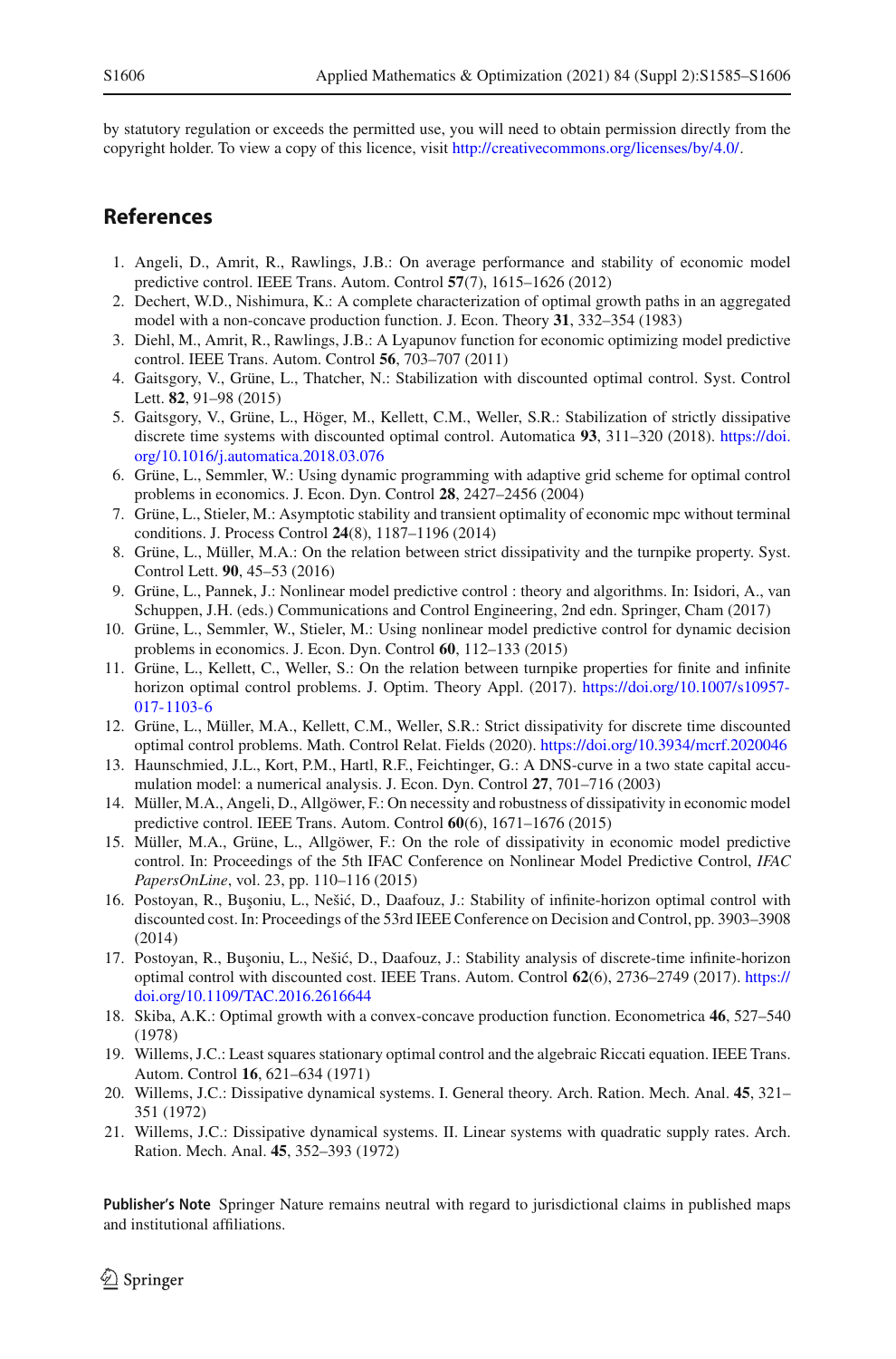by statutory regulation or exceeds the permitted use, you will need to obtain permission directly from the copyright holder. To view a copy of this licence, visit http://creativecommons.org/licenses/by/4.0/.

## References

1. Angeli, D., Amrit, R., Rawlings, J.B.: On average performance and stability of economic model predictive control. IEEE Trans. Autom. Control **57**(7), 1615–1626 (2012)
2. Dechert, W.D., Nishimura, K.: A complete characterization of optimal growth paths in an aggregated model with a non-concave production function. J. Econ. Theory **31**, 332–354 (1983)
3. Diehl, M., Amrit, R., Rawlings, J.B.: A Lyapunov function for economic optimizing model predictive control. IEEE Trans. Autom. Control **56**, 703–707 (2011)
4. Gaitsgory, V., Grüne, L., Thatcher, N.: Stabilization with discounted optimal control. Syst. Control Lett. **82**, 91–98 (2015)
5. Gaitsgory, V., Grüne, L., Höger, M., Kellett, C.M., Weller, S.R.: Stabilization of strictly dissipative discrete time systems with discounted optimal control. Automatica **93**, 311–320 (2018). https://doi.org/10.1016/j.automatica.2018.03.076
6. Grüne, L., Semmler, W.: Using dynamic programming with adaptive grid scheme for optimal control problems in economics. J. Econ. Dyn. Control **28**, 2427–2456 (2004)
7. Grüne, L., Stieler, M.: Asymptotic stability and transient optimality of economic mpc without terminal conditions. J. Process Control **24**(8), 1187–1196 (2014)
8. Grüne, L., Müller, M.A.: On the relation between strict dissipativity and the turnpike property. Syst. Control Lett. **90**, 45–53 (2016)
9. Grüne, L., Pannek, J.: Nonlinear model predictive control : theory and algorithms. In: Isidori, A., van Schuppen, J.H. (eds.) Communications and Control Engineering, 2nd edn. Springer, Cham (2017)
10. Grüne, L., Semmler, W., Stieler, M.: Using nonlinear model predictive control for dynamic decision problems in economics. J. Econ. Dyn. Control **60**, 112–133 (2015)
11. Grüne, L., Kellett, C., Weller, S.: On the relation between turnpike properties for finite and infinite horizon optimal control problems. J. Optim. Theory Appl. (2017). https://doi.org/10.1007/s10957-017-1103-6
12. Grüne, L., Müller, M.A., Kellett, C.M., Weller, S.R.: Strict dissipativity for discrete time discounted optimal control problems. Math. Control Relat. Fields (2020). https://doi.org/10.3934/mcrf.2020046
13. Haunschmied, J.L., Kort, P.M., Hartl, R.F., Feichtinger, G.: A DNS-curve in a two state capital accumulation model: a numerical analysis. J. Econ. Dyn. Control **27**, 701–716 (2003)
14. Müller, M.A., Angeli, D., Allgöwer, F.: On necessity and robustness of dissipativity in economic model predictive control. IEEE Trans. Autom. Control **60**(6), 1671–1676 (2015)
15. Müller, M.A., Grüne, L., Allgöwer, F.: On the role of dissipativity in economic model predictive control. In: Proceedings of the 5th IFAC Conference on Nonlinear Model Predictive Control, *IFAC PapersOnLine*, vol. 23, pp. 110–116 (2015)
16. Postoyan, R., Buşoniu, L., Nešić, D., Daafouz, J.: Stability of infinite-horizon optimal control with discounted cost. In: Proceedings of the 53rd IEEE Conference on Decision and Control, pp. 3903–3908 (2014)
17. Postoyan, R., Buşoniu, L., Nešić, D., Daafouz, J.: Stability analysis of discrete-time infinite-horizon optimal control with discounted cost. IEEE Trans. Autom. Control **62**(6), 2736–2749 (2017). https://doi.org/10.1109/TAC.2016.2616644
18. Skiba, A.K.: Optimal growth with a convex-concave production function. Econometrica **46**, 527–540 (1978)
19. Willems, J.C.: Least squares stationary optimal control and the algebraic Riccati equation. IEEE Trans. Autom. Control **16**, 621–634 (1971)
20. Willems, J.C.: Dissipative dynamical systems. I. General theory. Arch. Ration. Mech. Anal. **45**, 321–351 (1972)
21. Willems, J.C.: Dissipative dynamical systems. II. Linear systems with quadratic supply rates. Arch. Ration. Mech. Anal. **45**, 352–393 (1972)

**Publisher's Note** Springer Nature remains neutral with regard to jurisdictional claims in published maps and institutional affiliations.